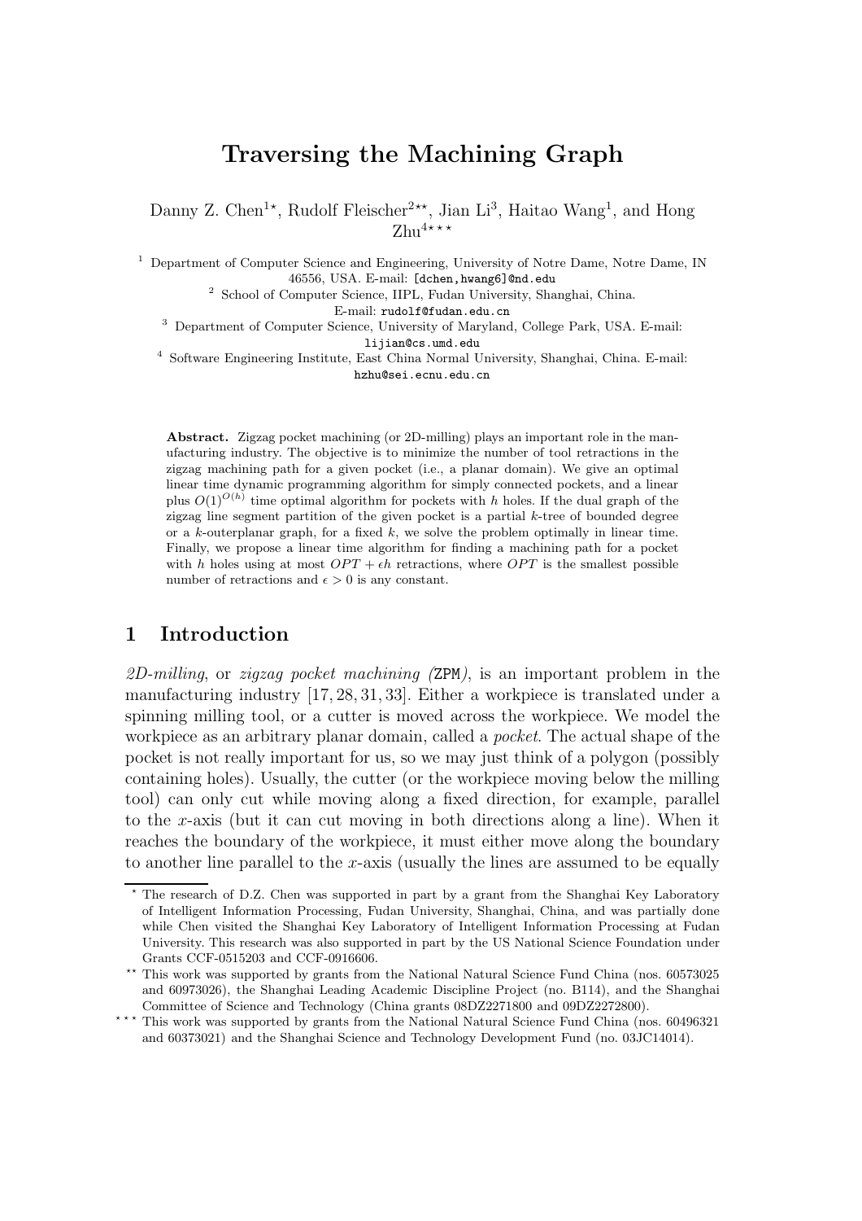# Traversing the Machining Graph

Danny Z. Chen[1⋆], Rudolf Fleischer[2⋆⋆], Jian Li[3], Haitao Wang[1], and Hong Zhu[4⋆⋆⋆]

[1] Department of Computer Science and Engineering, University of Notre Dame, Notre Dame, IN 46556, USA. E-mail: [dchen,hwang6]@nd.edu

[2] School of Computer Science, IIPL, Fudan University, Shanghai, China. E-mail: rudolf@fudan.edu.cn

[3] Department of Computer Science, University of Maryland, College Park, USA. E-mail: lijian@cs.umd.edu

[4] Software Engineering Institute, East China Normal University, Shanghai, China. E-mail: hzhu@sei.ecnu.edu.cn

**Abstract.** Zigzag pocket machining (or 2D-milling) plays an important role in the manufacturing industry. The objective is to minimize the number of tool retractions in the zigzag machining path for a given pocket (i.e., a planar domain). We give an optimal linear time dynamic programming algorithm for simply connected pockets, and a linear plus $O(1)^{O(h)}$ time optimal algorithm for pockets with $h$ holes. If the dual graph of the zigzag line segment partition of the given pocket is a partial $k$-tree of bounded degree or a $k$-outerplanar graph, for a fixed $k$, we solve the problem optimally in linear time. Finally, we propose a linear time algorithm for finding a machining path for a pocket with $h$ holes using at most $OPT + \epsilon h$ retractions, where $OPT$ is the smallest possible number of retractions and $\epsilon > 0$ is any constant.

## 1 Introduction

*2D-milling*, or *zigzag pocket machining (*ZPM*)*, is an important problem in the manufacturing industry [17, 28, 31, 33]. Either a workpiece is translated under a spinning milling tool, or a cutter is moved across the workpiece. We model the workpiece as an arbitrary planar domain, called a *pocket*. The actual shape of the pocket is not really important for us, so we may just think of a polygon (possibly containing holes). Usually, the cutter (or the workpiece moving below the milling tool) can only cut while moving along a fixed direction, for example, parallel to the $x$-axis (but it can cut moving in both directions along a line). When it reaches the boundary of the workpiece, it must either move along the boundary to another line parallel to the $x$-axis (usually the lines are assumed to be equally

---

⋆ The research of D.Z. Chen was supported in part by a grant from the Shanghai Key Laboratory of Intelligent Information Processing, Fudan University, Shanghai, China, and was partially done while Chen visited the Shanghai Key Laboratory of Intelligent Information Processing at Fudan University. This research was also supported in part by the US National Science Foundation under Grants CCF-0515203 and CCF-0916606.

⋆⋆ This work was supported by grants from the National Natural Science Fund China (nos. 60573025 and 60973026), the Shanghai Leading Academic Discipline Project (no. B114), and the Shanghai Committee of Science and Technology (China grants 08DZ2271800 and 09DZ2272800).

⋆⋆⋆ This work was supported by grants from the National Natural Science Fund China (nos. 60496321 and 60373021) and the Shanghai Science and Technology Development Fund (no. 03JC14014).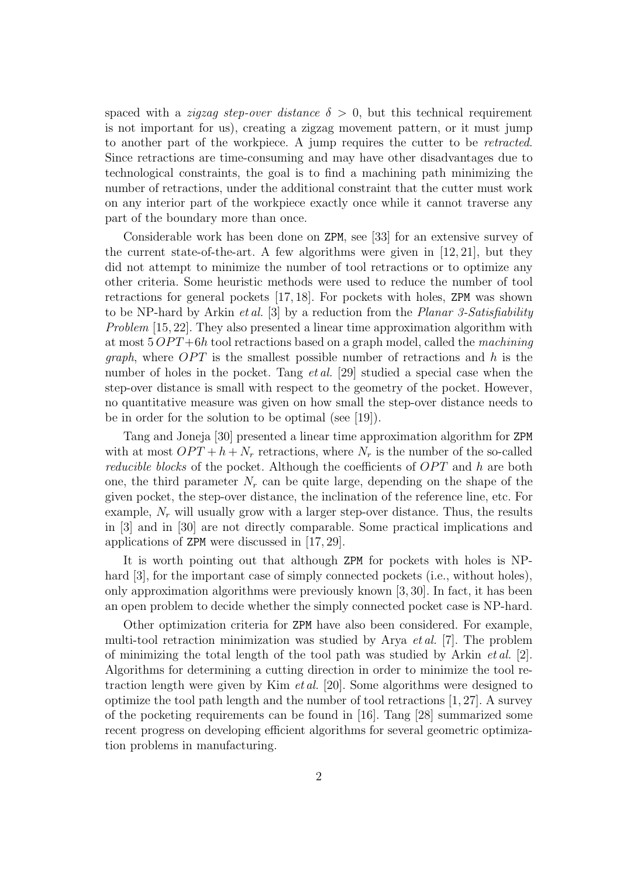spaced with a *zigzag step-over distance* $\delta > 0$, but this technical requirement is not important for us), creating a zigzag movement pattern, or it must jump to another part of the workpiece. A jump requires the cutter to be *retracted*. Since retractions are time-consuming and may have other disadvantages due to technological constraints, the goal is to find a machining path minimizing the number of retractions, under the additional constraint that the cutter must work on any interior part of the workpiece exactly once while it cannot traverse any part of the boundary more than once.

Considerable work has been done on `ZPM`, see [33] for an extensive survey of the current state-of-the-art. A few algorithms were given in [12, 21], but they did not attempt to minimize the number of tool retractions or to optimize any other criteria. Some heuristic methods were used to reduce the number of tool retractions for general pockets [17, 18]. For pockets with holes, `ZPM` was shown to be NP-hard by Arkin *et al.* [3] by a reduction from the *Planar 3-Satisfiability Problem* [15, 22]. They also presented a linear time approximation algorithm with at most $5\,OPT+6h$ tool retractions based on a graph model, called the *machining graph*, where $OPT$ is the smallest possible number of retractions and $h$ is the number of holes in the pocket. Tang *et al.* [29] studied a special case when the step-over distance is small with respect to the geometry of the pocket. However, no quantitative measure was given on how small the step-over distance needs to be in order for the solution to be optimal (see [19]).

Tang and Joneja [30] presented a linear time approximation algorithm for `ZPM` with at most $OPT + h + N_r$ retractions, where $N_r$ is the number of the so-called *reducible blocks* of the pocket. Although the coefficients of $OPT$ and $h$ are both one, the third parameter $N_r$ can be quite large, depending on the shape of the given pocket, the step-over distance, the inclination of the reference line, etc. For example, $N_r$ will usually grow with a larger step-over distance. Thus, the results in [3] and in [30] are not directly comparable. Some practical implications and applications of `ZPM` were discussed in [17, 29].

It is worth pointing out that although `ZPM` for pockets with holes is NP-hard [3], for the important case of simply connected pockets (i.e., without holes), only approximation algorithms were previously known [3, 30]. In fact, it has been an open problem to decide whether the simply connected pocket case is NP-hard.

Other optimization criteria for `ZPM` have also been considered. For example, multi-tool retraction minimization was studied by Arya *et al.* [7]. The problem of minimizing the total length of the tool path was studied by Arkin *et al.* [2]. Algorithms for determining a cutting direction in order to minimize the tool retraction length were given by Kim *et al.* [20]. Some algorithms were designed to optimize the tool path length and the number of tool retractions [1, 27]. A survey of the pocketing requirements can be found in [16]. Tang [28] summarized some recent progress on developing efficient algorithms for several geometric optimization problems in manufacturing.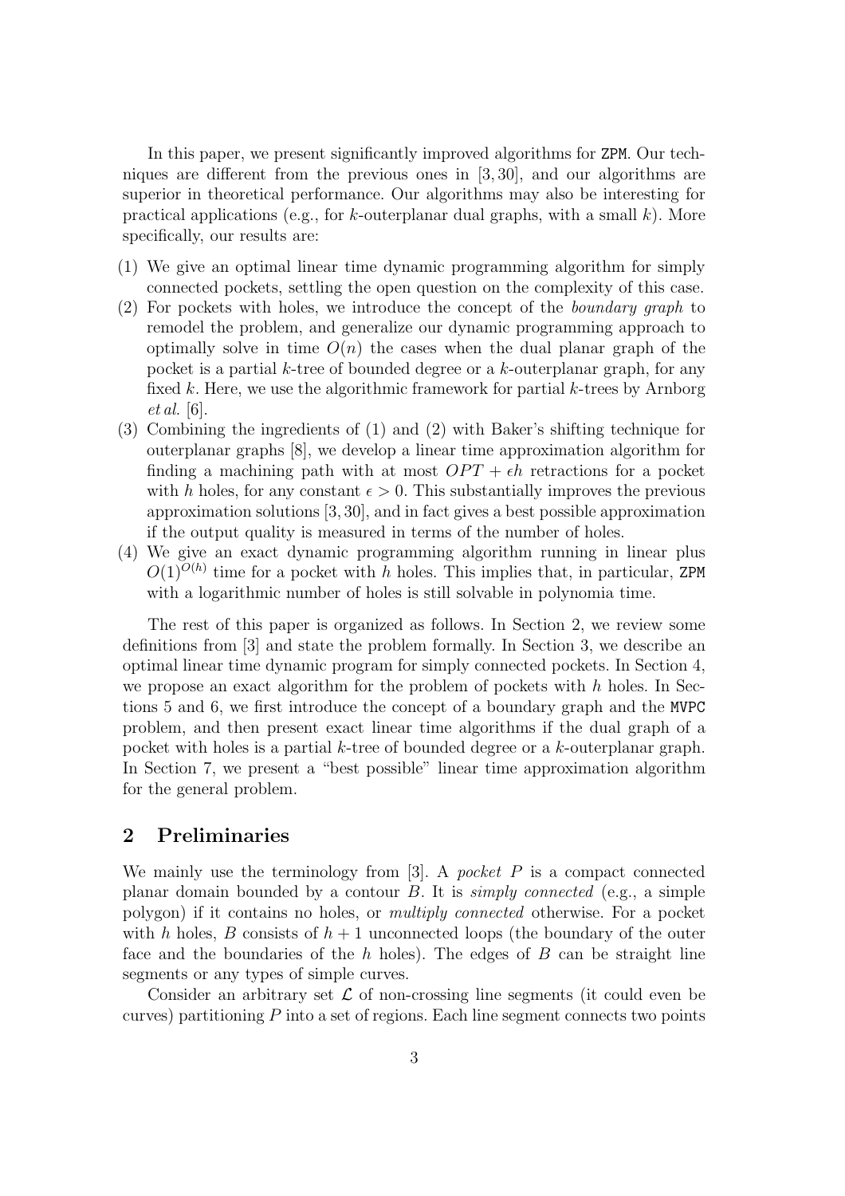In this paper, we present significantly improved algorithms for ZPM. Our techniques are different from the previous ones in [3, 30], and our algorithms are superior in theoretical performance. Our algorithms may also be interesting for practical applications (e.g., for $k$-outerplanar dual graphs, with a small $k$). More specifically, our results are:

(1) We give an optimal linear time dynamic programming algorithm for simply connected pockets, settling the open question on the complexity of this case.
(2) For pockets with holes, we introduce the concept of the *boundary graph* to remodel the problem, and generalize our dynamic programming approach to optimally solve in time $O(n)$ the cases when the dual planar graph of the pocket is a partial $k$-tree of bounded degree or a $k$-outerplanar graph, for any fixed $k$. Here, we use the algorithmic framework for partial $k$-trees by Arnborg *et al.* [6].
(3) Combining the ingredients of (1) and (2) with Baker's shifting technique for outerplanar graphs [8], we develop a linear time approximation algorithm for finding a machining path with at most $OPT + \epsilon h$ retractions for a pocket with $h$ holes, for any constant $\epsilon > 0$. This substantially improves the previous approximation solutions [3, 30], and in fact gives a best possible approximation if the output quality is measured in terms of the number of holes.
(4) We give an exact dynamic programming algorithm running in linear plus $O(1)^{O(h)}$ time for a pocket with $h$ holes. This implies that, in particular, ZPM with a logarithmic number of holes is still solvable in polynomia time.

The rest of this paper is organized as follows. In Section 2, we review some definitions from [3] and state the problem formally. In Section 3, we describe an optimal linear time dynamic program for simply connected pockets. In Section 4, we propose an exact algorithm for the problem of pockets with $h$ holes. In Sections 5 and 6, we first introduce the concept of a boundary graph and the MVPC problem, and then present exact linear time algorithms if the dual graph of a pocket with holes is a partial $k$-tree of bounded degree or a $k$-outerplanar graph. In Section 7, we present a "best possible" linear time approximation algorithm for the general problem.

## 2 Preliminaries

We mainly use the terminology from [3]. A *pocket* $P$ is a compact connected planar domain bounded by a contour $B$. It is *simply connected* (e.g., a simple polygon) if it contains no holes, or *multiply connected* otherwise. For a pocket with $h$ holes, $B$ consists of $h + 1$ unconnected loops (the boundary of the outer face and the boundaries of the $h$ holes). The edges of $B$ can be straight line segments or any types of simple curves.

Consider an arbitrary set $\mathcal{L}$ of non-crossing line segments (it could even be curves) partitioning $P$ into a set of regions. Each line segment connects two points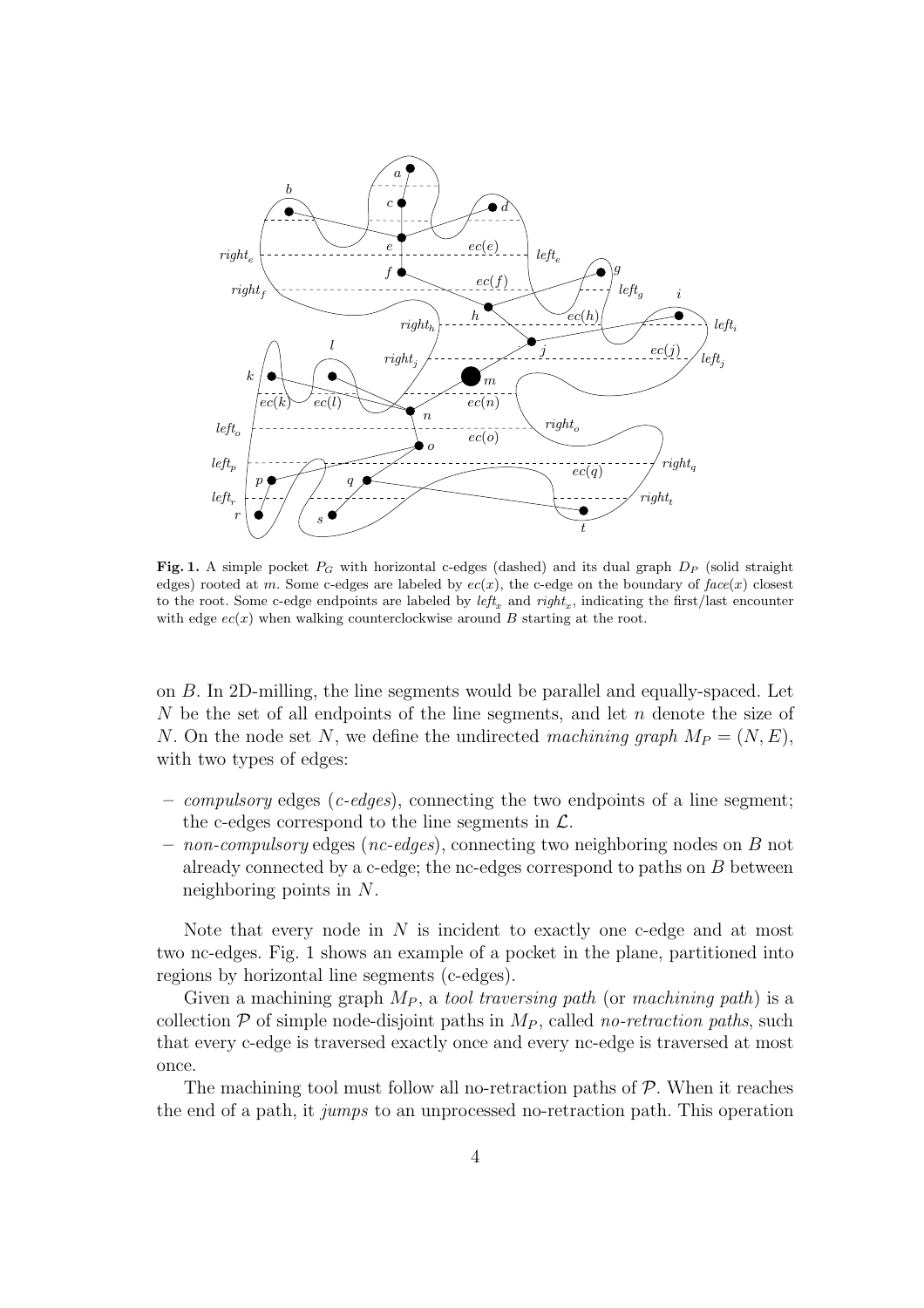**Fig. 1.** A simple pocket $P_G$ with horizontal c-edges (dashed) and its dual graph $D_P$ (solid straight edges) rooted at $m$. Some c-edges are labeled by $ec(x)$, the c-edge on the boundary of $face(x)$ closest to the root. Some c-edge endpoints are labeled by $left_x$ and $right_x$, indicating the first/last encounter with edge $ec(x)$ when walking counterclockwise around $B$ starting at the root.

on $B$. In 2D-milling, the line segments would be parallel and equally-spaced. Let $N$ be the set of all endpoints of the line segments, and let $n$ denote the size of $N$. On the node set $N$, we define the undirected *machining graph* $M_P = (N, E)$, with two types of edges:

– *compulsory* edges (*c-edges*), connecting the two endpoints of a line segment; the c-edges correspond to the line segments in $\mathcal{L}$.
– *non-compulsory* edges (*nc-edges*), connecting two neighboring nodes on $B$ not already connected by a c-edge; the nc-edges correspond to paths on $B$ between neighboring points in $N$.

Note that every node in $N$ is incident to exactly one c-edge and at most two nc-edges. Fig. 1 shows an example of a pocket in the plane, partitioned into regions by horizontal line segments (c-edges).

Given a machining graph $M_P$, a *tool traversing path* (or *machining path*) is a collection $\mathcal{P}$ of simple node-disjoint paths in $M_P$, called *no-retraction paths*, such that every c-edge is traversed exactly once and every nc-edge is traversed at most once.

The machining tool must follow all no-retraction paths of $\mathcal{P}$. When it reaches the end of a path, it *jumps* to an unprocessed no-retraction path. This operation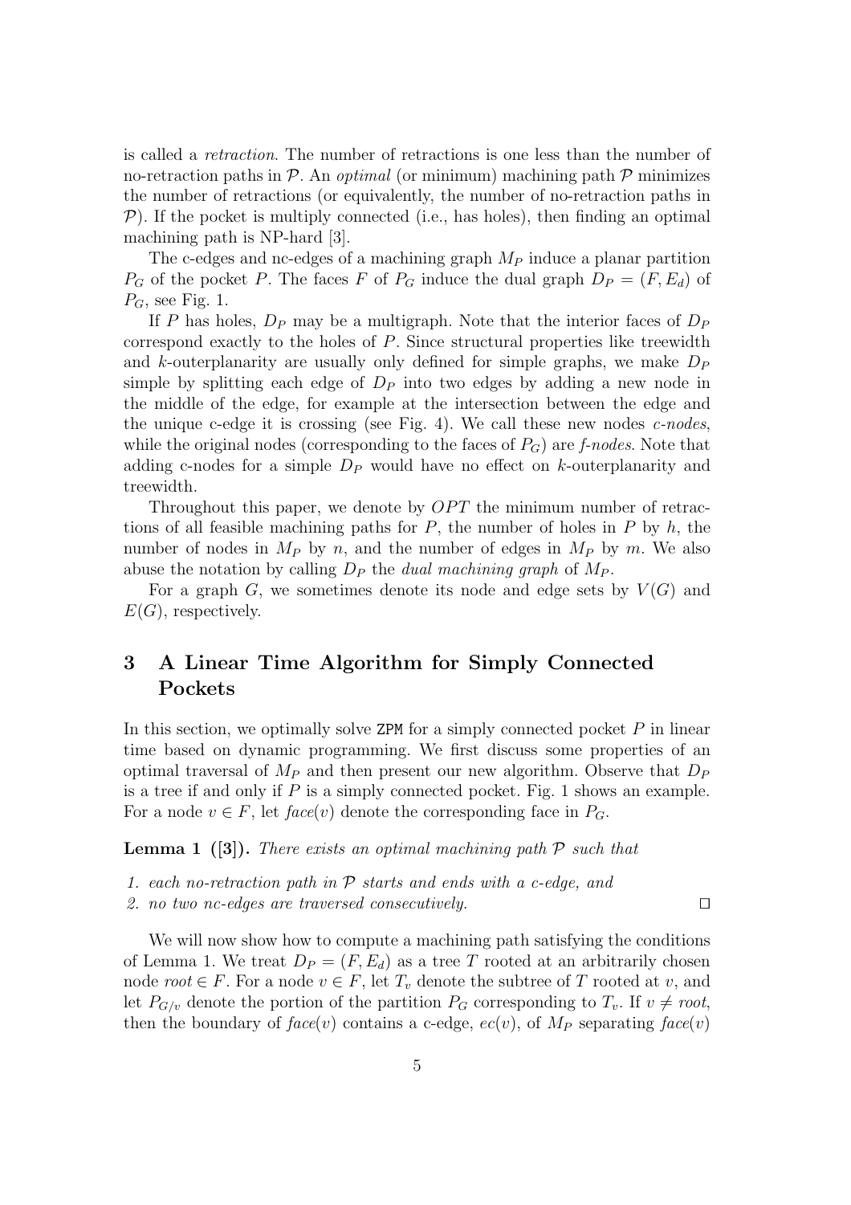is called a *retraction*. The number of retractions is one less than the number of no-retraction paths in $\mathcal{P}$. An *optimal* (or minimum) machining path $\mathcal{P}$ minimizes the number of retractions (or equivalently, the number of no-retraction paths in $\mathcal{P}$). If the pocket is multiply connected (i.e., has holes), then finding an optimal machining path is NP-hard [3].

The c-edges and nc-edges of a machining graph $M_P$ induce a planar partition $P_G$ of the pocket $P$. The faces $F$ of $P_G$ induce the dual graph $D_P = (F, E_d)$ of $P_G$, see Fig. 1.

If $P$ has holes, $D_P$ may be a multigraph. Note that the interior faces of $D_P$ correspond exactly to the holes of $P$. Since structural properties like treewidth and $k$-outerplanarity are usually only defined for simple graphs, we make $D_P$ simple by splitting each edge of $D_P$ into two edges by adding a new node in the middle of the edge, for example at the intersection between the edge and the unique c-edge it is crossing (see Fig. 4). We call these new nodes *c-nodes*, while the original nodes (corresponding to the faces of $P_G$) are *f-nodes*. Note that adding c-nodes for a simple $D_P$ would have no effect on $k$-outerplanarity and treewidth.

Throughout this paper, we denote by $OPT$ the minimum number of retractions of all feasible machining paths for $P$, the number of holes in $P$ by $h$, the number of nodes in $M_P$ by $n$, and the number of edges in $M_P$ by $m$. We also abuse the notation by calling $D_P$ the *dual machining graph* of $M_P$.

For a graph $G$, we sometimes denote its node and edge sets by $V(G)$ and $E(G)$, respectively.

## 3 A Linear Time Algorithm for Simply Connected Pockets

In this section, we optimally solve ZPM for a simply connected pocket $P$ in linear time based on dynamic programming. We first discuss some properties of an optimal traversal of $M_P$ and then present our new algorithm. Observe that $D_P$ is a tree if and only if $P$ is a simply connected pocket. Fig. 1 shows an example. For a node $v \in F$, let $face(v)$ denote the corresponding face in $P_G$.

**Lemma 1 ([3]).** *There exists an optimal machining path $\mathcal{P}$ such that*

1. *each no-retraction path in $\mathcal{P}$ starts and ends with a c-edge, and*
2. *no two nc-edges are traversed consecutively.* □

We will now show how to compute a machining path satisfying the conditions of Lemma 1. We treat $D_P = (F, E_d)$ as a tree $T$ rooted at an arbitrarily chosen node $root \in F$. For a node $v \in F$, let $T_v$ denote the subtree of $T$ rooted at $v$, and let $P_{G/v}$ denote the portion of the partition $P_G$ corresponding to $T_v$. If $v \neq root$, then the boundary of $face(v)$ contains a c-edge, $ec(v)$, of $M_P$ separating $face(v)$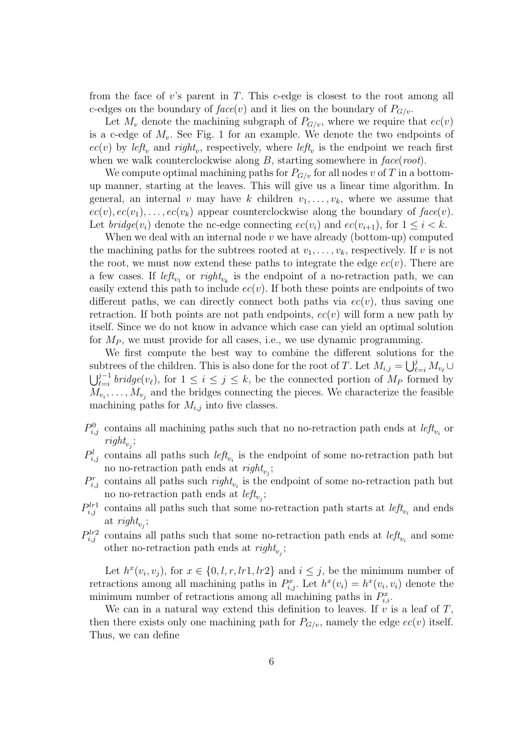from the face of $v$'s parent in $T$. This c-edge is closest to the root among all c-edges on the boundary of $face(v)$ and it lies on the boundary of $P_{G/v}$.

Let $M_v$ denote the machining subgraph of $P_{G/v}$, where we require that $ec(v)$ is a c-edge of $M_v$. See Fig. 1 for an example. We denote the two endpoints of $ec(v)$ by $left_v$ and $right_v$, respectively, where $left_v$ is the endpoint we reach first when we walk counterclockwise along $B$, starting somewhere in $face(root)$.

We compute optimal machining paths for $P_{G/v}$ for all nodes $v$ of $T$ in a bottom-up manner, starting at the leaves. This will give us a linear time algorithm. In general, an internal $v$ may have $k$ children $v_1, \ldots, v_k$, where we assume that $ec(v), ec(v_1), \ldots, ec(v_k)$ appear counterclockwise along the boundary of $face(v)$. Let $bridge(v_i)$ denote the nc-edge connecting $ec(v_i)$ and $ec(v_{i+1})$, for $1 \leq i < k$.

When we deal with an internal node $v$ we have already (bottom-up) computed the machining paths for the subtrees rooted at $v_1, \ldots, v_k$, respectively. If $v$ is not the root, we must now extend these paths to integrate the edge $ec(v)$. There are a few cases. If $left_{v_1}$ or $right_{v_k}$ is the endpoint of a no-retraction path, we can easily extend this path to include $ec(v)$. If both these points are endpoints of two different paths, we can directly connect both paths via $ec(v)$, thus saving one retraction. If both points are not path endpoints, $ec(v)$ will form a new path by itself. Since we do not know in advance which case can yield an optimal solution for $M_P$, we must provide for all cases, i.e., we use dynamic programming.

We first compute the best way to combine the different solutions for the subtrees of the children. This is also done for the root of $T$. Let $M_{i,j} = \bigcup_{\ell=i}^{j} M_{v_\ell} \cup \bigcup_{\ell=i}^{j-1} bridge(v_\ell)$, for $1 \leq i \leq j \leq k$, be the connected portion of $M_P$ formed by $M_{v_i}, \ldots, M_{v_j}$ and the bridges connecting the pieces. We characterize the feasible machining paths for $M_{i,j}$ into five classes.

- $P^0_{i,j}$ contains all machining paths such that no no-retraction path ends at $left_{v_i}$ or $right_{v_j}$;
- $P^l_{i,j}$ contains all paths such $left_{v_i}$ is the endpoint of some no-retraction path but no no-retraction path ends at $right_{v_j}$;
- $P^r_{i,j}$ contains all paths such $right_{v_i}$ is the endpoint of some no-retraction path but no no-retraction path ends at $left_{v_j}$;
- $P^{lr1}_{i,j}$ contains all paths such that some no-retraction path starts at $left_{v_i}$ and ends at $right_{v_j}$;
- $P^{lr2}_{i,j}$ contains all paths such that some no-retraction path ends at $left_{v_i}$ and some other no-retraction path ends at $right_{v_j}$;

Let $h^x(v_i, v_j)$, for $x \in \{0, l, r, lr1, lr2\}$ and $i \leq j$, be the minimum number of retractions among all machining paths in $P^x_{i,j}$. Let $h^x(v_i) = h^x(v_i, v_i)$ denote the minimum number of retractions among all machining paths in $P^x_{i,i}$.

We can in a natural way extend this definition to leaves. If $v$ is a leaf of $T$, then there exists only one machining path for $P_{G/v}$, namely the edge $ec(v)$ itself. Thus, we can define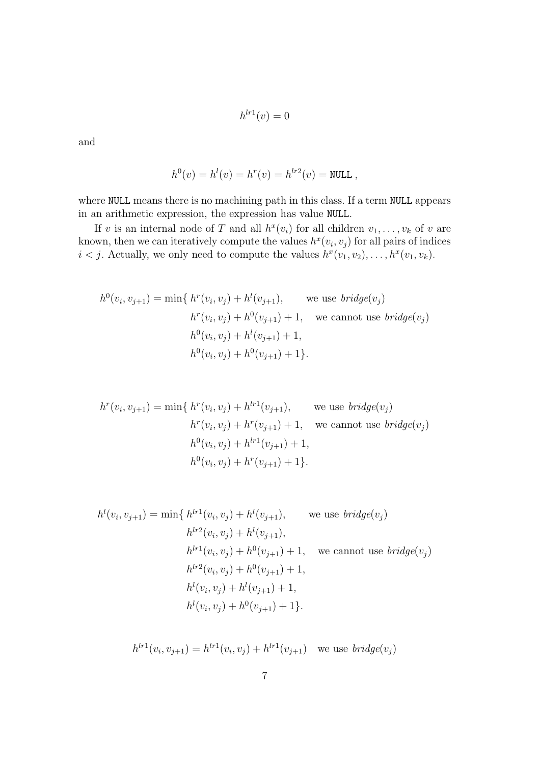$$h^{lr1}(v) = 0$$

and

$$h^0(v) = h^l(v) = h^r(v) = h^{lr2}(v) = \texttt{NULL}\ ,$$

where `NULL` means there is no machining path in this class. If a term `NULL` appears in an arithmetic expression, the expression has value `NULL`.

If $v$ is an internal node of $T$ and all $h^x(v_i)$ for all children $v_1, \ldots, v_k$ of $v$ are known, then we can iteratively compute the values $h^x(v_i, v_j)$ for all pairs of indices $i < j$. Actually, we only need to compute the values $h^x(v_1, v_2), \ldots, h^x(v_1, v_k)$.

$$\begin{aligned}
h^0(v_i, v_{j+1}) = \min\{ \; & h^r(v_i, v_j) + h^l(v_{j+1}), && \text{we use } \mathit{bridge}(v_j) \\
& h^r(v_i, v_j) + h^0(v_{j+1}) + 1, && \text{we cannot use } \mathit{bridge}(v_j) \\
& h^0(v_i, v_j) + h^l(v_{j+1}) + 1, && \\
& h^0(v_i, v_j) + h^0(v_{j+1}) + 1\}. &&
\end{aligned}$$

$$\begin{aligned}
h^r(v_i, v_{j+1}) = \min\{ \; & h^r(v_i, v_j) + h^{lr1}(v_{j+1}), && \text{we use } \mathit{bridge}(v_j) \\
& h^r(v_i, v_j) + h^r(v_{j+1}) + 1, && \text{we cannot use } \mathit{bridge}(v_j) \\
& h^0(v_i, v_j) + h^{lr1}(v_{j+1}) + 1, && \\
& h^0(v_i, v_j) + h^r(v_{j+1}) + 1\}. &&
\end{aligned}$$

$$\begin{aligned}
h^l(v_i, v_{j+1}) = \min\{ \; & h^{lr1}(v_i, v_j) + h^l(v_{j+1}), && \text{we use } \mathit{bridge}(v_j) \\
& h^{lr2}(v_i, v_j) + h^l(v_{j+1}), && \\
& h^{lr1}(v_i, v_j) + h^0(v_{j+1}) + 1, && \text{we cannot use } \mathit{bridge}(v_j) \\
& h^{lr2}(v_i, v_j) + h^0(v_{j+1}) + 1, && \\
& h^l(v_i, v_j) + h^l(v_{j+1}) + 1, && \\
& h^l(v_i, v_j) + h^0(v_{j+1}) + 1\}. &&
\end{aligned}$$

$$h^{lr1}(v_i, v_{j+1}) = h^{lr1}(v_i, v_j) + h^{lr1}(v_{j+1}) \quad \text{we use } \mathit{bridge}(v_j)$$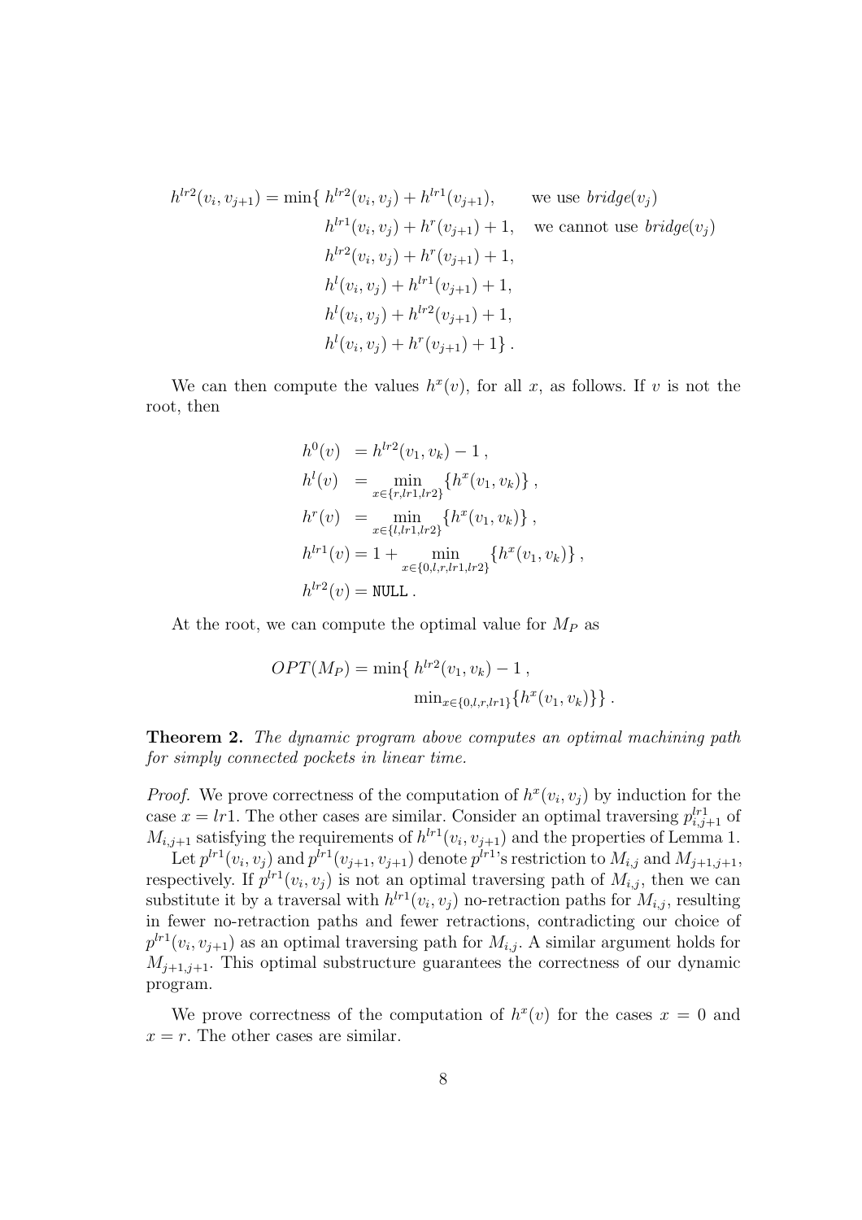$$
\begin{aligned}
h^{lr2}(v_i, v_{j+1}) = \min\{\; & h^{lr2}(v_i, v_j) + h^{lr1}(v_{j+1}), && \text{we use } \mathit{bridge}(v_j) \\
& h^{lr1}(v_i, v_j) + h^{r}(v_{j+1}) + 1, && \text{we cannot use } \mathit{bridge}(v_j) \\
& h^{lr2}(v_i, v_j) + h^{r}(v_{j+1}) + 1, \\
& h^{l}(v_i, v_j) + h^{lr1}(v_{j+1}) + 1, \\
& h^{l}(v_i, v_j) + h^{lr2}(v_{j+1}) + 1, \\
& h^{l}(v_i, v_j) + h^{r}(v_{j+1}) + 1\} \,.
\end{aligned}
$$

We can then compute the values $h^x(v)$, for all $x$, as follows. If $v$ is not the root, then

$$
\begin{aligned}
h^{0}(v) &= h^{lr2}(v_1, v_k) - 1 \,, \\
h^{l}(v) &= \min_{x \in \{r, lr1, lr2\}} \{h^x(v_1, v_k)\} \,, \\
h^{r}(v) &= \min_{x \in \{l, lr1, lr2\}} \{h^x(v_1, v_k)\} \,, \\
h^{lr1}(v) &= 1 + \min_{x \in \{0, l, r, lr1, lr2\}} \{h^x(v_1, v_k)\} \,, \\
h^{lr2}(v) &= \texttt{NULL} \,.
\end{aligned}
$$

At the root, we can compute the optimal value for $M_P$ as

$$
\begin{aligned}
OPT(M_P) = \min\{\; & h^{lr2}(v_1, v_k) - 1 \,, \\
& \min_{x \in \{0, l, r, lr1\}} \{h^x(v_1, v_k)\}\} \,.
\end{aligned}
$$

**Theorem 2.** *The dynamic program above computes an optimal machining path for simply connected pockets in linear time.*

*Proof.* We prove correctness of the computation of $h^x(v_i, v_j)$ by induction for the case $x = lr1$. The other cases are similar. Consider an optimal traversing $p^{lr1}_{i,j+1}$ of $M_{i,j+1}$ satisfying the requirements of $h^{lr1}(v_i, v_{j+1})$ and the properties of Lemma 1.

Let $p^{lr1}(v_i, v_j)$ and $p^{lr1}(v_{j+1}, v_{j+1})$ denote $p^{lr1}$'s restriction to $M_{i,j}$ and $M_{j+1,j+1}$, respectively. If $p^{lr1}(v_i, v_j)$ is not an optimal traversing path of $M_{i,j}$, then we can substitute it by a traversal with $h^{lr1}(v_i, v_j)$ no-retraction paths for $M_{i,j}$, resulting in fewer no-retraction paths and fewer retractions, contradicting our choice of $p^{lr1}(v_i, v_{j+1})$ as an optimal traversing path for $M_{i,j}$. A similar argument holds for $M_{j+1,j+1}$. This optimal substructure guarantees the correctness of our dynamic program.

We prove correctness of the computation of $h^x(v)$ for the cases $x = 0$ and $x = r$. The other cases are similar.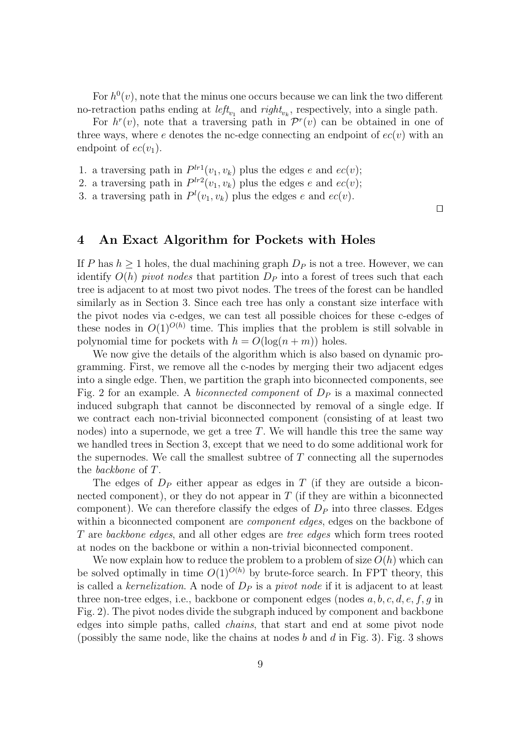For $h^0(v)$, note that the minus one occurs because we can link the two different no-retraction paths ending at $\mathit{left}_{v_1}$ and $\mathit{right}_{v_k}$, respectively, into a single path.

For $h^r(v)$, note that a traversing path in $\mathcal{P}^r(v)$ can be obtained in one of three ways, where $e$ denotes the nc-edge connecting an endpoint of $ec(v)$ with an endpoint of $ec(v_1)$.

1. a traversing path in $P^{lr1}(v_1, v_k)$ plus the edges $e$ and $ec(v)$;
2. a traversing path in $P^{lr2}(v_1, v_k)$ plus the edges $e$ and $ec(v)$;
3. a traversing path in $P^{l}(v_1, v_k)$ plus the edges $e$ and $ec(v)$.

□

## 4 An Exact Algorithm for Pockets with Holes

If $P$ has $h \geq 1$ holes, the dual machining graph $D_P$ is not a tree. However, we can identify $O(h)$ *pivot nodes* that partition $D_P$ into a forest of trees such that each tree is adjacent to at most two pivot nodes. The trees of the forest can be handled similarly as in Section 3. Since each tree has only a constant size interface with the pivot nodes via c-edges, we can test all possible choices for these c-edges of these nodes in $O(1)^{O(h)}$ time. This implies that the problem is still solvable in polynomial time for pockets with $h = O(\log(n + m))$ holes.

We now give the details of the algorithm which is also based on dynamic programming. First, we remove all the c-nodes by merging their two adjacent edges into a single edge. Then, we partition the graph into biconnected components, see Fig. 2 for an example. A *biconnected component* of $D_P$ is a maximal connected induced subgraph that cannot be disconnected by removal of a single edge. If we contract each non-trivial biconnected component (consisting of at least two nodes) into a supernode, we get a tree $T$. We will handle this tree the same way we handled trees in Section 3, except that we need to do some additional work for the supernodes. We call the smallest subtree of $T$ connecting all the supernodes the *backbone* of $T$.

The edges of $D_P$ either appear as edges in $T$ (if they are outside a biconnected component), or they do not appear in $T$ (if they are within a biconnected component). We can therefore classify the edges of $D_P$ into three classes. Edges within a biconnected component are *component edges*, edges on the backbone of $T$ are *backbone edges*, and all other edges are *tree edges* which form trees rooted at nodes on the backbone or within a non-trivial biconnected component.

We now explain how to reduce the problem to a problem of size $O(h)$ which can be solved optimally in time $O(1)^{O(h)}$ by brute-force search. In FPT theory, this is called a *kernelization*. A node of $D_P$ is a *pivot node* if it is adjacent to at least three non-tree edges, i.e., backbone or component edges (nodes $a, b, c, d, e, f, g$ in Fig. 2). The pivot nodes divide the subgraph induced by component and backbone edges into simple paths, called *chains*, that start and end at some pivot node (possibly the same node, like the chains at nodes $b$ and $d$ in Fig. 3). Fig. 3 shows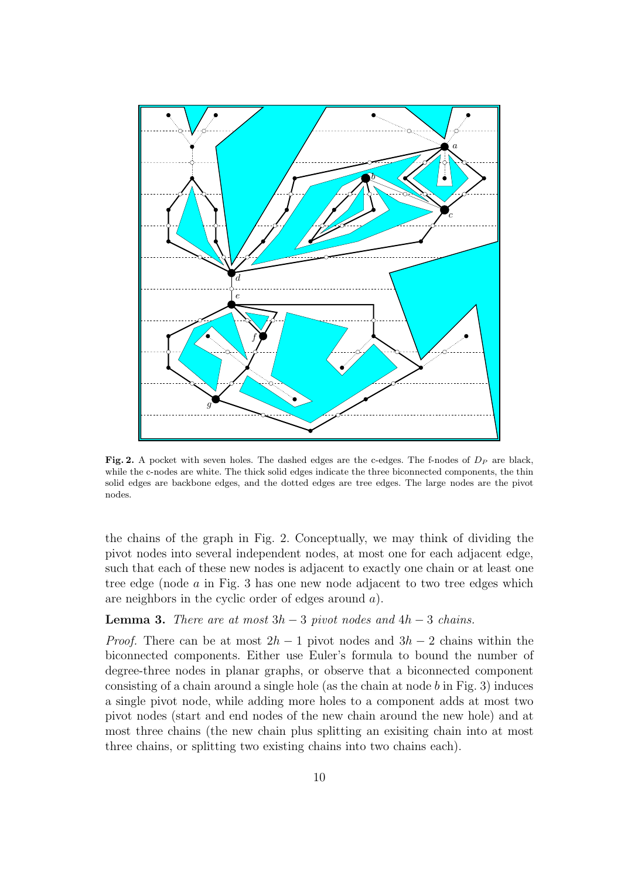**Fig. 2.** A pocket with seven holes. The dashed edges are the c-edges. The f-nodes of $D_P$ are black, while the c-nodes are white. The thick solid edges indicate the three biconnected components, the thin solid edges are backbone edges, and the dotted edges are tree edges. The large nodes are the pivot nodes.

the chains of the graph in Fig. 2. Conceptually, we may think of dividing the pivot nodes into several independent nodes, at most one for each adjacent edge, such that each of these new nodes is adjacent to exactly one chain or at least one tree edge (node $a$ in Fig. 3 has one new node adjacent to two tree edges which are neighbors in the cyclic order of edges around $a$).

**Lemma 3.** *There are at most $3h - 3$ pivot nodes and $4h - 3$ chains.*

*Proof.* There can be at most $2h - 1$ pivot nodes and $3h - 2$ chains within the biconnected components. Either use Euler's formula to bound the number of degree-three nodes in planar graphs, or observe that a biconnected component consisting of a chain around a single hole (as the chain at node $b$ in Fig. 3) induces a single pivot node, while adding more holes to a component adds at most two pivot nodes (start and end nodes of the new chain around the new hole) and at most three chains (the new chain plus splitting an exisiting chain into at most three chains, or splitting two existing chains into two chains each).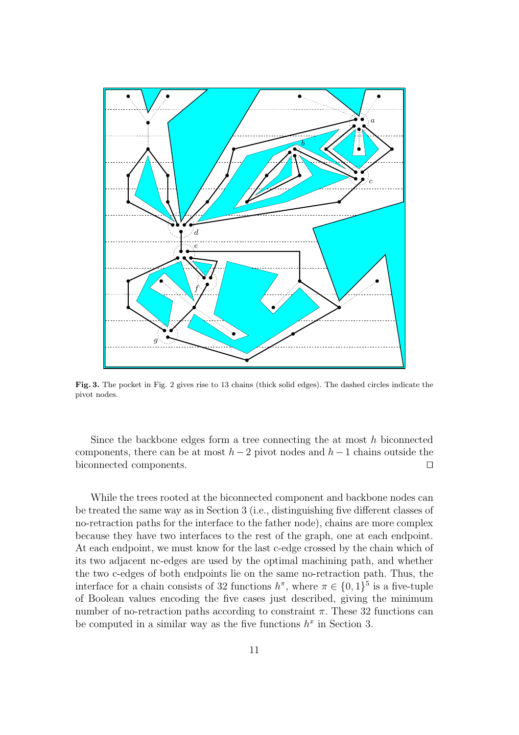**Fig. 3.** The pocket in Fig. 2 gives rise to 13 chains (thick solid edges). The dashed circles indicate the pivot nodes.

Since the backbone edges form a tree connecting the at most $h$ biconnected components, there can be at most $h-2$ pivot nodes and $h-1$ chains outside the biconnected components. $\square$

While the trees rooted at the biconnected component and backbone nodes can be treated the same way as in Section 3 (i.e., distinguishing five different classes of no-retraction paths for the interface to the father node), chains are more complex because they have two interfaces to the rest of the graph, one at each endpoint. At each endpoint, we must know for the last c-edge crossed by the chain which of its two adjacent nc-edges are used by the optimal machining path, and whether the two c-edges of both endpoints lie on the same no-retraction path. Thus, the interface for a chain consists of 32 functions $h^{\pi}$, where $\pi \in \{0,1\}^5$ is a five-tuple of Boolean values encoding the five cases just described, giving the minimum number of no-retraction paths according to constraint $\pi$. These 32 functions can be computed in a similar way as the five functions $h^x$ in Section 3.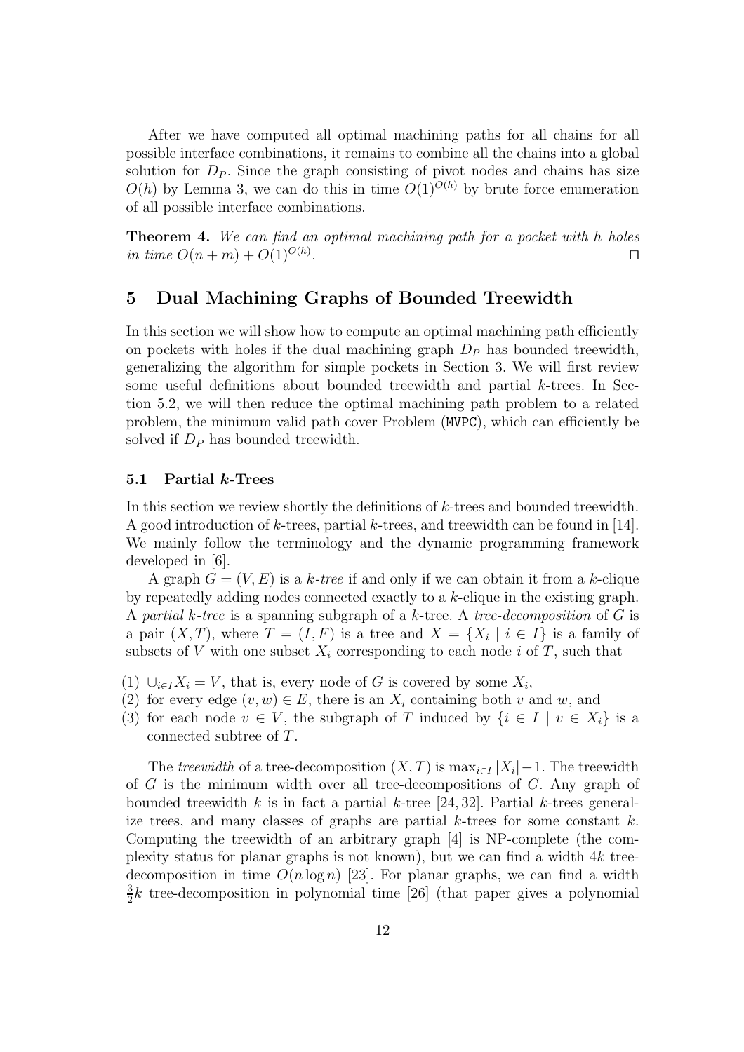After we have computed all optimal machining paths for all chains for all possible interface combinations, it remains to combine all the chains into a global solution for $D_P$. Since the graph consisting of pivot nodes and chains has size $O(h)$ by Lemma 3, we can do this in time $O(1)^{O(h)}$ by brute force enumeration of all possible interface combinations.

**Theorem 4.** *We can find an optimal machining path for a pocket with $h$ holes in time $O(n+m) + O(1)^{O(h)}$.* ◻

## 5 Dual Machining Graphs of Bounded Treewidth

In this section we will show how to compute an optimal machining path efficiently on pockets with holes if the dual machining graph $D_P$ has bounded treewidth, generalizing the algorithm for simple pockets in Section 3. We will first review some useful definitions about bounded treewidth and partial $k$-trees. In Section 5.2, we will then reduce the optimal machining path problem to a related problem, the minimum valid path cover Problem (MVPC), which can efficiently be solved if $D_P$ has bounded treewidth.

### 5.1 Partial $k$-Trees

In this section we review shortly the definitions of $k$-trees and bounded treewidth. A good introduction of $k$-trees, partial $k$-trees, and treewidth can be found in [14]. We mainly follow the terminology and the dynamic programming framework developed in [6].

A graph $G = (V, E)$ is a *$k$-tree* if and only if we can obtain it from a $k$-clique by repeatedly adding nodes connected exactly to a $k$-clique in the existing graph. A *partial $k$-tree* is a spanning subgraph of a $k$-tree. A *tree-decomposition* of $G$ is a pair $(X, T)$, where $T = (I, F)$ is a tree and $X = \{X_i \mid i \in I\}$ is a family of subsets of $V$ with one subset $X_i$ corresponding to each node $i$ of $T$, such that

(1) $\cup_{i \in I} X_i = V$, that is, every node of $G$ is covered by some $X_i$,
(2) for every edge $(v, w) \in E$, there is an $X_i$ containing both $v$ and $w$, and
(3) for each node $v \in V$, the subgraph of $T$ induced by $\{i \in I \mid v \in X_i\}$ is a connected subtree of $T$.

The *treewidth* of a tree-decomposition $(X, T)$ is $\max_{i \in I} |X_i| - 1$. The treewidth of $G$ is the minimum width over all tree-decompositions of $G$. Any graph of bounded treewidth $k$ is in fact a partial $k$-tree [24, 32]. Partial $k$-trees generalize trees, and many classes of graphs are partial $k$-trees for some constant $k$. Computing the treewidth of an arbitrary graph [4] is NP-complete (the complexity status for planar graphs is not known), but we can find a width $4k$ tree-decomposition in time $O(n \log n)$ [23]. For planar graphs, we can find a width $\frac{3}{2}k$ tree-decomposition in polynomial time [26] (that paper gives a polynomial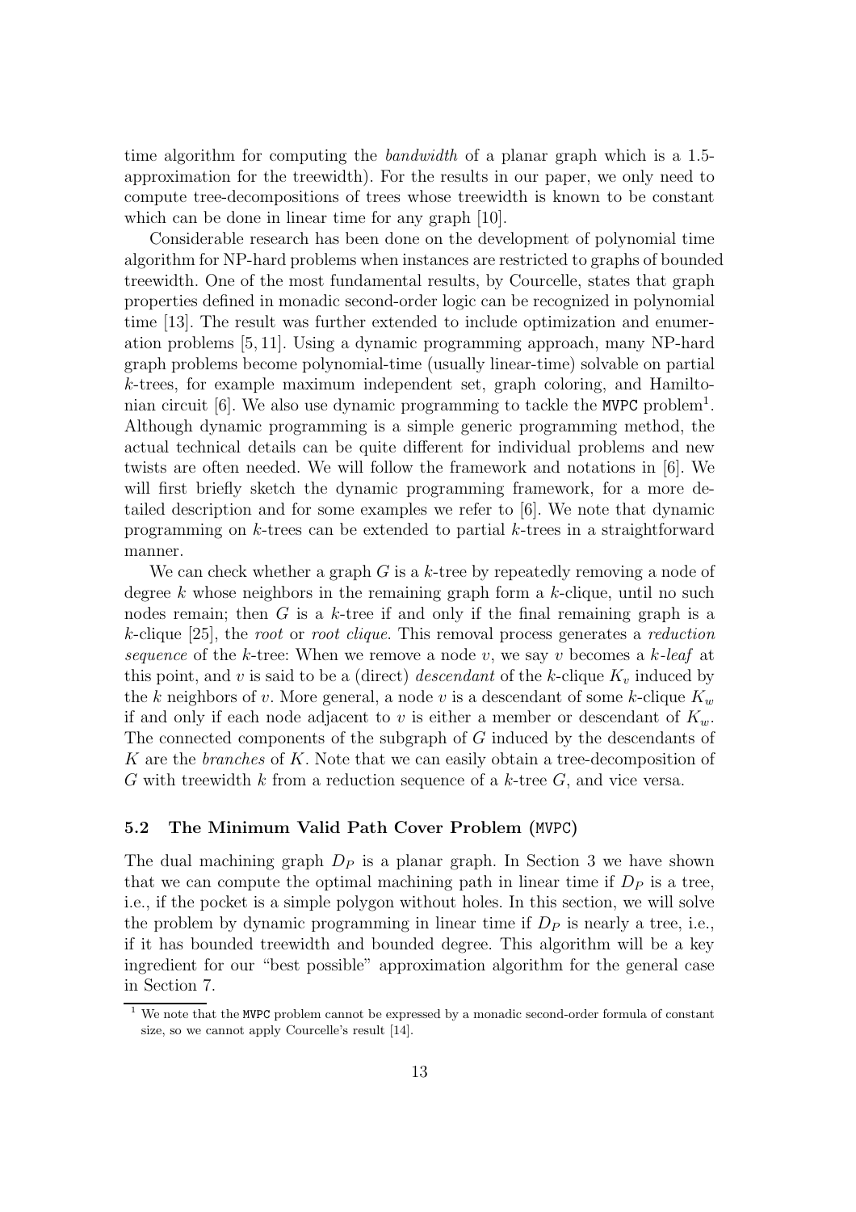time algorithm for computing the *bandwidth* of a planar graph which is a 1.5-approximation for the treewidth). For the results in our paper, we only need to compute tree-decompositions of trees whose treewidth is known to be constant which can be done in linear time for any graph [10].

Considerable research has been done on the development of polynomial time algorithm for NP-hard problems when instances are restricted to graphs of bounded treewidth. One of the most fundamental results, by Courcelle, states that graph properties defined in monadic second-order logic can be recognized in polynomial time [13]. The result was further extended to include optimization and enumeration problems [5, 11]. Using a dynamic programming approach, many NP-hard graph problems become polynomial-time (usually linear-time) solvable on partial $k$-trees, for example maximum independent set, graph coloring, and Hamiltonian circuit [6]. We also use dynamic programming to tackle the `MVPC` problem[1]. Although dynamic programming is a simple generic programming method, the actual technical details can be quite different for individual problems and new twists are often needed. We will follow the framework and notations in [6]. We will first briefly sketch the dynamic programming framework, for a more detailed description and for some examples we refer to [6]. We note that dynamic programming on $k$-trees can be extended to partial $k$-trees in a straightforward manner.

We can check whether a graph $G$ is a $k$-tree by repeatedly removing a node of degree $k$ whose neighbors in the remaining graph form a $k$-clique, until no such nodes remain; then $G$ is a $k$-tree if and only if the final remaining graph is a $k$-clique [25], the *root* or *root clique*. This removal process generates a *reduction sequence* of the $k$-tree: When we remove a node $v$, we say $v$ becomes a $k$-*leaf* at this point, and $v$ is said to be a (direct) *descendant* of the $k$-clique $K_v$ induced by the $k$ neighbors of $v$. More general, a node $v$ is a descendant of some $k$-clique $K_w$ if and only if each node adjacent to $v$ is either a member or descendant of $K_w$. The connected components of the subgraph of $G$ induced by the descendants of $K$ are the *branches* of $K$. Note that we can easily obtain a tree-decomposition of $G$ with treewidth $k$ from a reduction sequence of a $k$-tree $G$, and vice versa.

### 5.2 The Minimum Valid Path Cover Problem (`MVPC`)

The dual machining graph $D_P$ is a planar graph. In Section 3 we have shown that we can compute the optimal machining path in linear time if $D_P$ is a tree, i.e., if the pocket is a simple polygon without holes. In this section, we will solve the problem by dynamic programming in linear time if $D_P$ is nearly a tree, i.e., if it has bounded treewidth and bounded degree. This algorithm will be a key ingredient for our "best possible" approximation algorithm for the general case in Section 7.

[1] We note that the `MVPC` problem cannot be expressed by a monadic second-order formula of constant size, so we cannot apply Courcelle's result [14].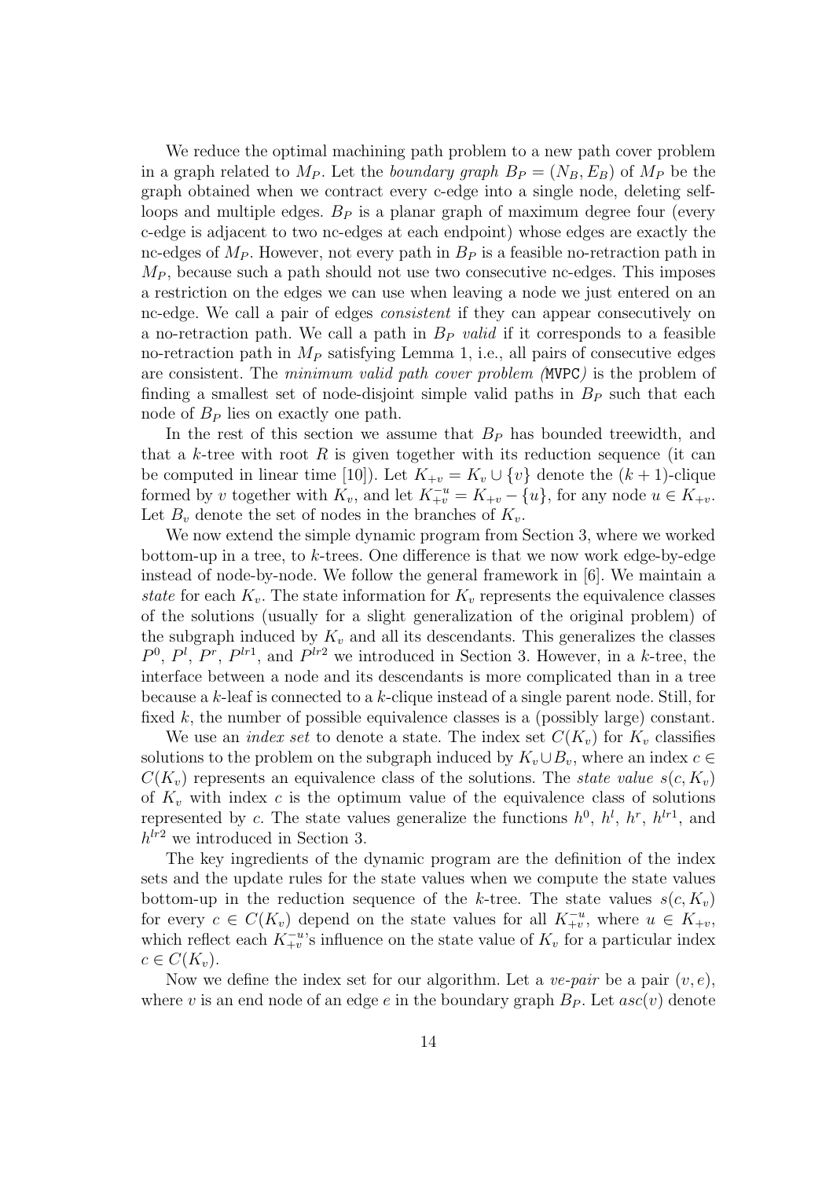We reduce the optimal machining path problem to a new path cover problem in a graph related to $M_P$. Let the *boundary graph* $B_P = (N_B, E_B)$ of $M_P$ be the graph obtained when we contract every c-edge into a single node, deleting self-loops and multiple edges. $B_P$ is a planar graph of maximum degree four (every c-edge is adjacent to two nc-edges at each endpoint) whose edges are exactly the nc-edges of $M_P$. However, not every path in $B_P$ is a feasible no-retraction path in $M_P$, because such a path should not use two consecutive nc-edges. This imposes a restriction on the edges we can use when leaving a node we just entered on an nc-edge. We call a pair of edges *consistent* if they can appear consecutively on a no-retraction path. We call a path in $B_P$ *valid* if it corresponds to a feasible no-retraction path in $M_P$ satisfying Lemma 1, i.e., all pairs of consecutive edges are consistent. The *minimum valid path cover problem (*`MVPC`*)* is the problem of finding a smallest set of node-disjoint simple valid paths in $B_P$ such that each node of $B_P$ lies on exactly one path.

In the rest of this section we assume that $B_P$ has bounded treewidth, and that a $k$-tree with root $R$ is given together with its reduction sequence (it can be computed in linear time [10]). Let $K_{+v} = K_v \cup \{v\}$ denote the $(k+1)$-clique formed by $v$ together with $K_v$, and let $K_{+v}^{-u} = K_{+v} - \{u\}$, for any node $u \in K_{+v}$. Let $B_v$ denote the set of nodes in the branches of $K_v$.

We now extend the simple dynamic program from Section 3, where we worked bottom-up in a tree, to $k$-trees. One difference is that we now work edge-by-edge instead of node-by-node. We follow the general framework in [6]. We maintain a *state* for each $K_v$. The state information for $K_v$ represents the equivalence classes of the solutions (usually for a slight generalization of the original problem) of the subgraph induced by $K_v$ and all its descendants. This generalizes the classes $P^0$, $P^l$, $P^r$, $P^{lr1}$, and $P^{lr2}$ we introduced in Section 3. However, in a $k$-tree, the interface between a node and its descendants is more complicated than in a tree because a $k$-leaf is connected to a $k$-clique instead of a single parent node. Still, for fixed $k$, the number of possible equivalence classes is a (possibly large) constant.

We use an *index set* to denote a state. The index set $C(K_v)$ for $K_v$ classifies solutions to the problem on the subgraph induced by $K_v \cup B_v$, where an index $c \in C(K_v)$ represents an equivalence class of the solutions. The *state value* $s(c, K_v)$ of $K_v$ with index $c$ is the optimum value of the equivalence class of solutions represented by $c$. The state values generalize the functions $h^0$, $h^l$, $h^r$, $h^{lr1}$, and $h^{lr2}$ we introduced in Section 3.

The key ingredients of the dynamic program are the definition of the index sets and the update rules for the state values when we compute the state values bottom-up in the reduction sequence of the $k$-tree. The state values $s(c, K_v)$ for every $c \in C(K_v)$ depend on the state values for all $K_{+v}^{-u}$, where $u \in K_{+v}$, which reflect each $K_{+v}^{-u}$'s influence on the state value of $K_v$ for a particular index $c \in C(K_v)$.

Now we define the index set for our algorithm. Let a *ve-pair* be a pair $(v, e)$, where $v$ is an end node of an edge $e$ in the boundary graph $B_P$. Let $asc(v)$ denote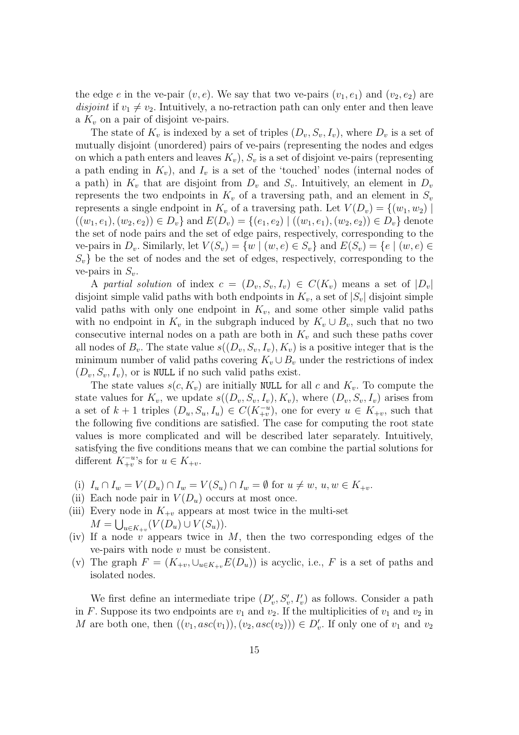the edge $e$ in the ve-pair $(v, e)$. We say that two ve-pairs $(v_1, e_1)$ and $(v_2, e_2)$ are *disjoint* if $v_1 \neq v_2$. Intuitively, a no-retraction path can only enter and then leave a $K_v$ on a pair of disjoint ve-pairs.

The state of $K_v$ is indexed by a set of triples $(D_v, S_v, I_v)$, where $D_v$ is a set of mutually disjoint (unordered) pairs of ve-pairs (representing the nodes and edges on which a path enters and leaves $K_v$), $S_v$ is a set of disjoint ve-pairs (representing a path ending in $K_v$), and $I_v$ is a set of the 'touched' nodes (internal nodes of a path) in $K_v$ that are disjoint from $D_v$ and $S_v$. Intuitively, an element in $D_v$ represents the two endpoints in $K_v$ of a traversing path, and an element in $S_v$ represents a single endpoint in $K_v$ of a traversing path. Let $V(D_v) = \{(w_1, w_2) \mid ((w_1, e_1), (w_2, e_2)) \in D_v\}$ and $E(D_v) = \{(e_1, e_2) \mid ((w_1, e_1), (w_2, e_2)) \in D_v\}$ denote the set of node pairs and the set of edge pairs, respectively, corresponding to the ve-pairs in $D_v$. Similarly, let $V(S_v) = \{w \mid (w, e) \in S_v\}$ and $E(S_v) = \{e \mid (w, e) \in S_v\}$ be the set of nodes and the set of edges, respectively, corresponding to the ve-pairs in $S_v$.

A *partial solution* of index $c = (D_v, S_v, I_v) \in C(K_v)$ means a set of $|D_v|$ disjoint simple valid paths with both endpoints in $K_v$, a set of $|S_v|$ disjoint simple valid paths with only one endpoint in $K_v$, and some other simple valid paths with no endpoint in $K_v$ in the subgraph induced by $K_v \cup B_v$, such that no two consecutive internal nodes on a path are both in $K_v$ and such these paths cover all nodes of $B_v$. The state value $s((D_v, S_v, I_v), K_v)$ is a positive integer that is the minimum number of valid paths covering $K_v \cup B_v$ under the restrictions of index $(D_v, S_v, I_v)$, or is `NULL` if no such valid paths exist.

The state values $s(c, K_v)$ are initially `NULL` for all $c$ and $K_v$. To compute the state values for $K_v$, we update $s((D_v, S_v, I_v), K_v)$, where $(D_v, S_v, I_v)$ arises from a set of $k+1$ triples $(D_u, S_u, I_u) \in C(K_{+v}^{-u})$, one for every $u \in K_{+v}$, such that the following five conditions are satisfied. The case for computing the root state values is more complicated and will be described later separately. Intuitively, satisfying the five conditions means that we can combine the partial solutions for different $K_{+v}^{-u}$'s for $u \in K_{+v}$.

- (i) $I_u \cap I_w = V(D_u) \cap I_w = V(S_u) \cap I_w = \emptyset$ for $u \neq w$, $u, w \in K_{+v}$.
- (ii) Each node pair in $V(D_u)$ occurs at most once.
- (iii) Every node in $K_{+v}$ appears at most twice in the multi-set $M = \bigcup_{u \in K_{+v}} (V(D_u) \cup V(S_u))$.
- (iv) If a node $v$ appears twice in $M$, then the two corresponding edges of the ve-pairs with node $v$ must be consistent.
- (v) The graph $F = (K_{+v}, \cup_{u \in K_{+v}} E(D_u))$ is acyclic, i.e., $F$ is a set of paths and isolated nodes.

We first define an intermediate tripe $(D'_v, S'_v, I'_v)$ as follows. Consider a path in $F$. Suppose its two endpoints are $v_1$ and $v_2$. If the multiplicities of $v_1$ and $v_2$ in $M$ are both one, then $((v_1, asc(v_1)), (v_2, asc(v_2))) \in D'_v$. If only one of $v_1$ and $v_2$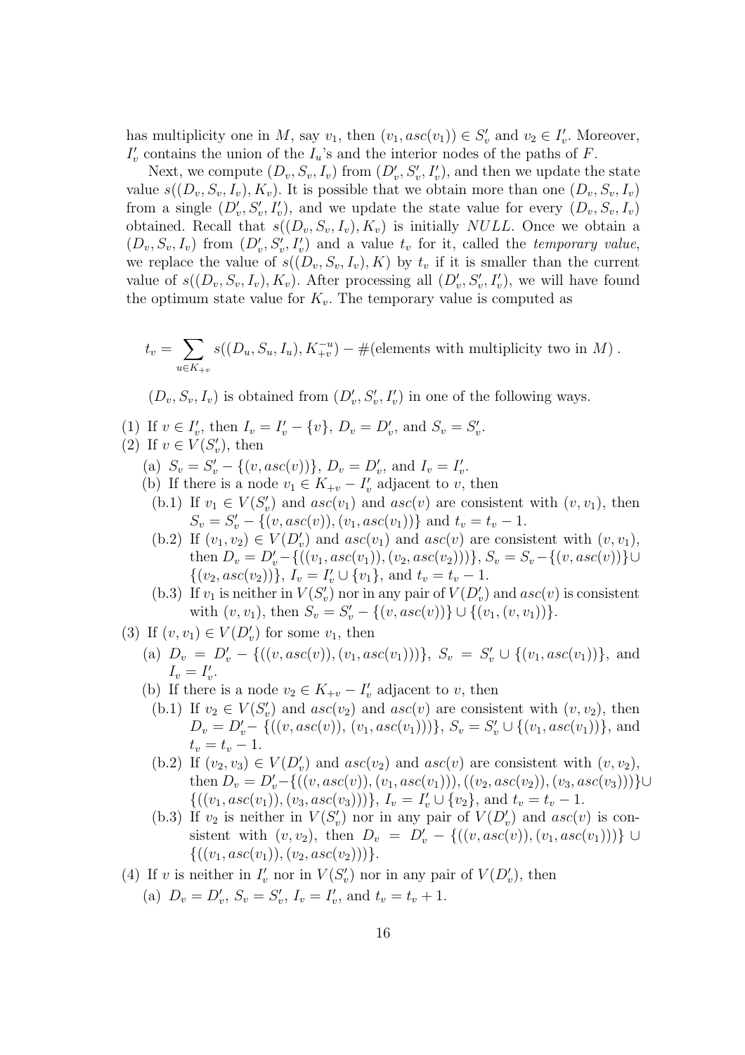has multiplicity one in $M$, say $v_1$, then $(v_1, asc(v_1)) \in S'_v$ and $v_2 \in I'_v$. Moreover, $I'_v$ contains the union of the $I_u$'s and the interior nodes of the paths of $F$.

Next, we compute $(D_v, S_v, I_v)$ from $(D'_v, S'_v, I'_v)$, and then we update the state value $s((D_v, S_v, I_v), K_v)$. It is possible that we obtain more than one $(D_v, S_v, I_v)$ from a single $(D'_v, S'_v, I'_v)$, and we update the state value for every $(D_v, S_v, I_v)$ obtained. Recall that $s((D_v, S_v, I_v), K_v)$ is initially *NULL*. Once we obtain a $(D_v, S_v, I_v)$ from $(D'_v, S'_v, I'_v)$ and a value $t_v$ for it, called the *temporary value*, we replace the value of $s((D_v, S_v, I_v), K)$ by $t_v$ if it is smaller than the current value of $s((D_v, S_v, I_v), K_v)$. After processing all $(D'_v, S'_v, I'_v)$, we will have found the optimum state value for $K_v$. The temporary value is computed as

$$t_v = \sum_{u \in K_{+v}} s((D_u, S_u, I_u), K_{+v}^{-u}) - \#(\text{elements with multiplicity two in } M)\,.$$

$(D_v, S_v, I_v)$ is obtained from $(D'_v, S'_v, I'_v)$ in one of the following ways.

(1) If $v \in I'_v$, then $I_v = I'_v - \{v\}$, $D_v = D'_v$, and $S_v = S'_v$.

(2) If $v \in V(S'_v)$, then
- (a) $S_v = S'_v - \{(v, asc(v))\}$, $D_v = D'_v$, and $I_v = I'_v$.
- (b) If there is a node $v_1 \in K_{+v} - I'_v$ adjacent to $v$, then
  - (b.1) If $v_1 \in V(S'_v)$ and $asc(v_1)$ and $asc(v)$ are consistent with $(v, v_1)$, then $S_v = S'_v - \{(v, asc(v)), (v_1, asc(v_1))\}$ and $t_v = t_v - 1$.
  - (b.2) If $(v_1, v_2) \in V(D'_v)$ and $asc(v_1)$ and $asc(v)$ are consistent with $(v, v_1)$, then $D_v = D'_v - \{((v_1, asc(v_1)), (v_2, asc(v_2)))\}$, $S_v = S_v - \{(v, asc(v))\} \cup \{(v_2, asc(v_2))\}$, $I_v = I'_v \cup \{v_1\}$, and $t_v = t_v - 1$.
  - (b.3) If $v_1$ is neither in $V(S'_v)$ nor in any pair of $V(D'_v)$ and $asc(v)$ is consistent with $(v, v_1)$, then $S_v = S'_v - \{(v, asc(v))\} \cup \{(v_1, (v, v_1))\}$.

(3) If $(v, v_1) \in V(D'_v)$ for some $v_1$, then
- (a) $D_v = D'_v - \{((v, asc(v)), (v_1, asc(v_1)))\}$, $S_v = S'_v \cup \{(v_1, asc(v_1))\}$, and $I_v = I'_v$.
- (b) If there is a node $v_2 \in K_{+v} - I'_v$ adjacent to $v$, then
  - (b.1) If $v_2 \in V(S'_v)$ and $asc(v_2)$ and $asc(v)$ are consistent with $(v, v_2)$, then $D_v = D'_v - \{((v, asc(v)), (v_1, asc(v_1)))\}$, $S_v = S'_v \cup \{(v_1, asc(v_1))\}$, and $t_v = t_v - 1$.
  - (b.2) If $(v_2, v_3) \in V(D'_v)$ and $asc(v_2)$ and $asc(v)$ are consistent with $(v, v_2)$, then $D_v = D'_v - \{((v, asc(v)), (v_1, asc(v_1))), ((v_2, asc(v_2)), (v_3, asc(v_3)))\} \cup \{((v_1, asc(v_1)), (v_3, asc(v_3)))\}$, $I_v = I'_v \cup \{v_2\}$, and $t_v = t_v - 1$.
  - (b.3) If $v_2$ is neither in $V(S'_v)$ nor in any pair of $V(D'_v)$ and $asc(v)$ is consistent with $(v, v_2)$, then $D_v = D'_v - \{((v, asc(v)), (v_1, asc(v_1)))\} \cup \{((v_1, asc(v_1)), (v_2, asc(v_2)))\}$.

(4) If $v$ is neither in $I'_v$ nor in $V(S'_v)$ nor in any pair of $V(D'_v)$, then
- (a) $D_v = D'_v$, $S_v = S'_v$, $I_v = I'_v$, and $t_v = t_v + 1$.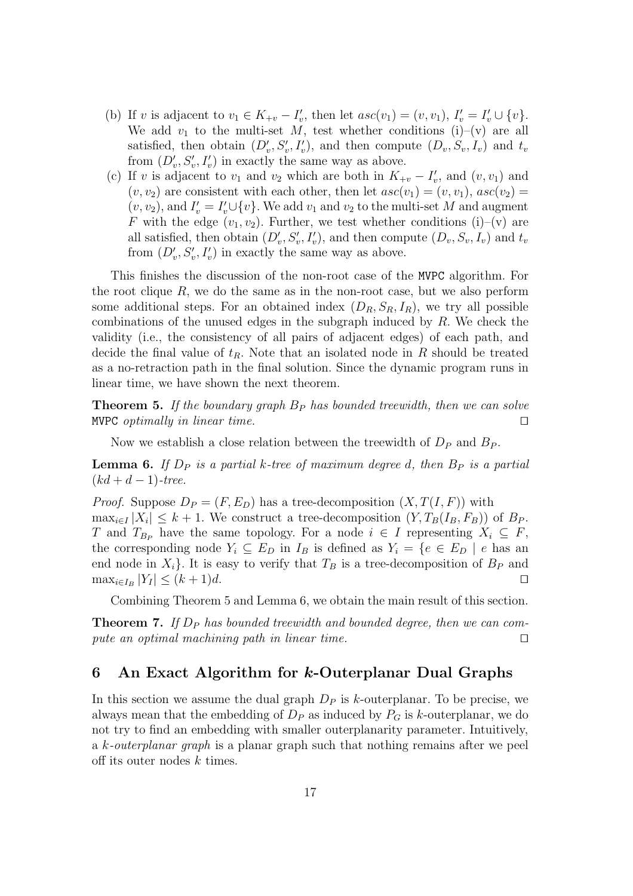(b) If $v$ is adjacent to $v_1 \in K_{+v} - I'_v$, then let $asc(v_1) = (v, v_1)$, $I'_v = I'_v \cup \{v\}$. We add $v_1$ to the multi-set $M$, test whether conditions (i)–(v) are all satisfied, then obtain $(D'_v, S'_v, I'_v)$, and then compute $(D_v, S_v, I_v)$ and $t_v$ from $(D'_v, S'_v, I'_v)$ in exactly the same way as above.

(c) If $v$ is adjacent to $v_1$ and $v_2$ which are both in $K_{+v} - I'_v$, and $(v, v_1)$ and $(v, v_2)$ are consistent with each other, then let $asc(v_1) = (v, v_1)$, $asc(v_2) = (v, v_2)$, and $I'_v = I'_v \cup \{v\}$. We add $v_1$ and $v_2$ to the multi-set $M$ and augment $F$ with the edge $(v_1, v_2)$. Further, we test whether conditions (i)–(v) are all satisfied, then obtain $(D'_v, S'_v, I'_v)$, and then compute $(D_v, S_v, I_v)$ and $t_v$ from $(D'_v, S'_v, I'_v)$ in exactly the same way as above.

This finishes the discussion of the non-root case of the MVPC algorithm. For the root clique $R$, we do the same as in the non-root case, but we also perform some additional steps. For an obtained index $(D_R, S_R, I_R)$, we try all possible combinations of the unused edges in the subgraph induced by $R$. We check the validity (i.e., the consistency of all pairs of adjacent edges) of each path, and decide the final value of $t_R$. Note that an isolated node in $R$ should be treated as a no-retraction path in the final solution. Since the dynamic program runs in linear time, we have shown the next theorem.

**Theorem 5.** *If the boundary graph $B_P$ has bounded treewidth, then we can solve* MVPC *optimally in linear time.* □

Now we establish a close relation between the treewidth of $D_P$ and $B_P$.

**Lemma 6.** *If $D_P$ is a partial $k$-tree of maximum degree $d$, then $B_P$ is a partial $(kd + d - 1)$-tree.*

*Proof.* Suppose $D_P = (F, E_D)$ has a tree-decomposition $(X, T(I, F))$ with $\max_{i \in I} |X_i| \leq k + 1$. We construct a tree-decomposition $(Y, T_B(I_B, F_B))$ of $B_P$. $T$ and $T_{B_P}$ have the same topology. For a node $i \in I$ representing $X_i \subseteq F$, the corresponding node $Y_i \subseteq E_D$ in $I_B$ is defined as $Y_i = \{e \in E_D \mid e$ has an end node in $X_i\}$. It is easy to verify that $T_B$ is a tree-decomposition of $B_P$ and $\max_{i \in I_B} |Y_I| \leq (k + 1)d$. □

Combining Theorem 5 and Lemma 6, we obtain the main result of this section.

**Theorem 7.** *If $D_P$ has bounded treewidth and bounded degree, then we can compute an optimal machining path in linear time.* □

## 6 An Exact Algorithm for $k$-Outerplanar Dual Graphs

In this section we assume the dual graph $D_P$ is $k$-outerplanar. To be precise, we always mean that the embedding of $D_P$ as induced by $P_G$ is $k$-outerplanar, we do not try to find an embedding with smaller outerplanarity parameter. Intuitively, a *$k$-outerplanar graph* is a planar graph such that nothing remains after we peel off its outer nodes $k$ times.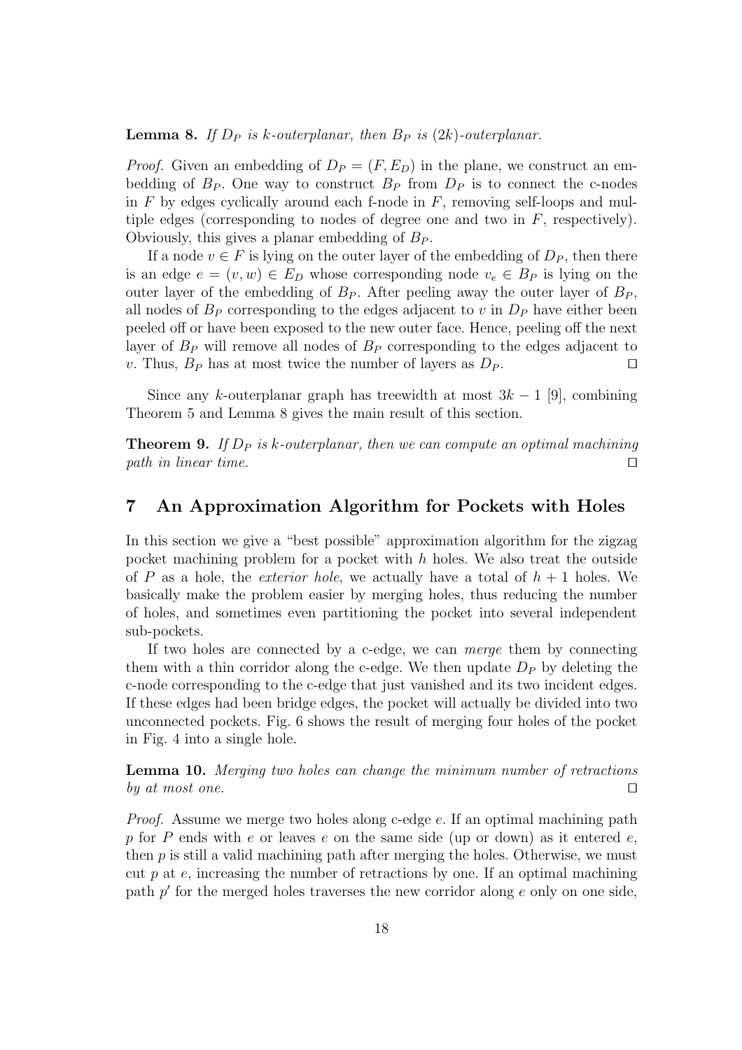**Lemma 8.** *If $D_P$ is $k$-outerplanar, then $B_P$ is $(2k)$-outerplanar.*

*Proof.* Given an embedding of $D_P = (F, E_D)$ in the plane, we construct an embedding of $B_P$. One way to construct $B_P$ from $D_P$ is to connect the c-nodes in $F$ by edges cyclically around each f-node in $F$, removing self-loops and multiple edges (corresponding to nodes of degree one and two in $F$, respectively). Obviously, this gives a planar embedding of $B_P$.

If a node $v \in F$ is lying on the outer layer of the embedding of $D_P$, then there is an edge $e = (v, w) \in E_D$ whose corresponding node $v_e \in B_P$ is lying on the outer layer of the embedding of $B_P$. After peeling away the outer layer of $B_P$, all nodes of $B_P$ corresponding to the edges adjacent to $v$ in $D_P$ have either been peeled off or have been exposed to the new outer face. Hence, peeling off the next layer of $B_P$ will remove all nodes of $B_P$ corresponding to the edges adjacent to $v$. Thus, $B_P$ has at most twice the number of layers as $D_P$. ◻

Since any $k$-outerplanar graph has treewidth at most $3k - 1$ [9], combining Theorem 5 and Lemma 8 gives the main result of this section.

**Theorem 9.** *If $D_P$ is $k$-outerplanar, then we can compute an optimal machining path in linear time.* ◻

## 7 An Approximation Algorithm for Pockets with Holes

In this section we give a "best possible" approximation algorithm for the zigzag pocket machining problem for a pocket with $h$ holes. We also treat the outside of $P$ as a hole, the *exterior hole*, we actually have a total of $h + 1$ holes. We basically make the problem easier by merging holes, thus reducing the number of holes, and sometimes even partitioning the pocket into several independent sub-pockets.

If two holes are connected by a c-edge, we can *merge* them by connecting them with a thin corridor along the c-edge. We then update $D_P$ by deleting the c-node corresponding to the c-edge that just vanished and its two incident edges. If these edges had been bridge edges, the pocket will actually be divided into two unconnected pockets. Fig. 6 shows the result of merging four holes of the pocket in Fig. 4 into a single hole.

**Lemma 10.** *Merging two holes can change the minimum number of retractions by at most one.* ◻

*Proof.* Assume we merge two holes along c-edge $e$. If an optimal machining path $p$ for $P$ ends with $e$ or leaves $e$ on the same side (up or down) as it entered $e$, then $p$ is still a valid machining path after merging the holes. Otherwise, we must cut $p$ at $e$, increasing the number of retractions by one. If an optimal machining path $p'$ for the merged holes traverses the new corridor along $e$ only on one side,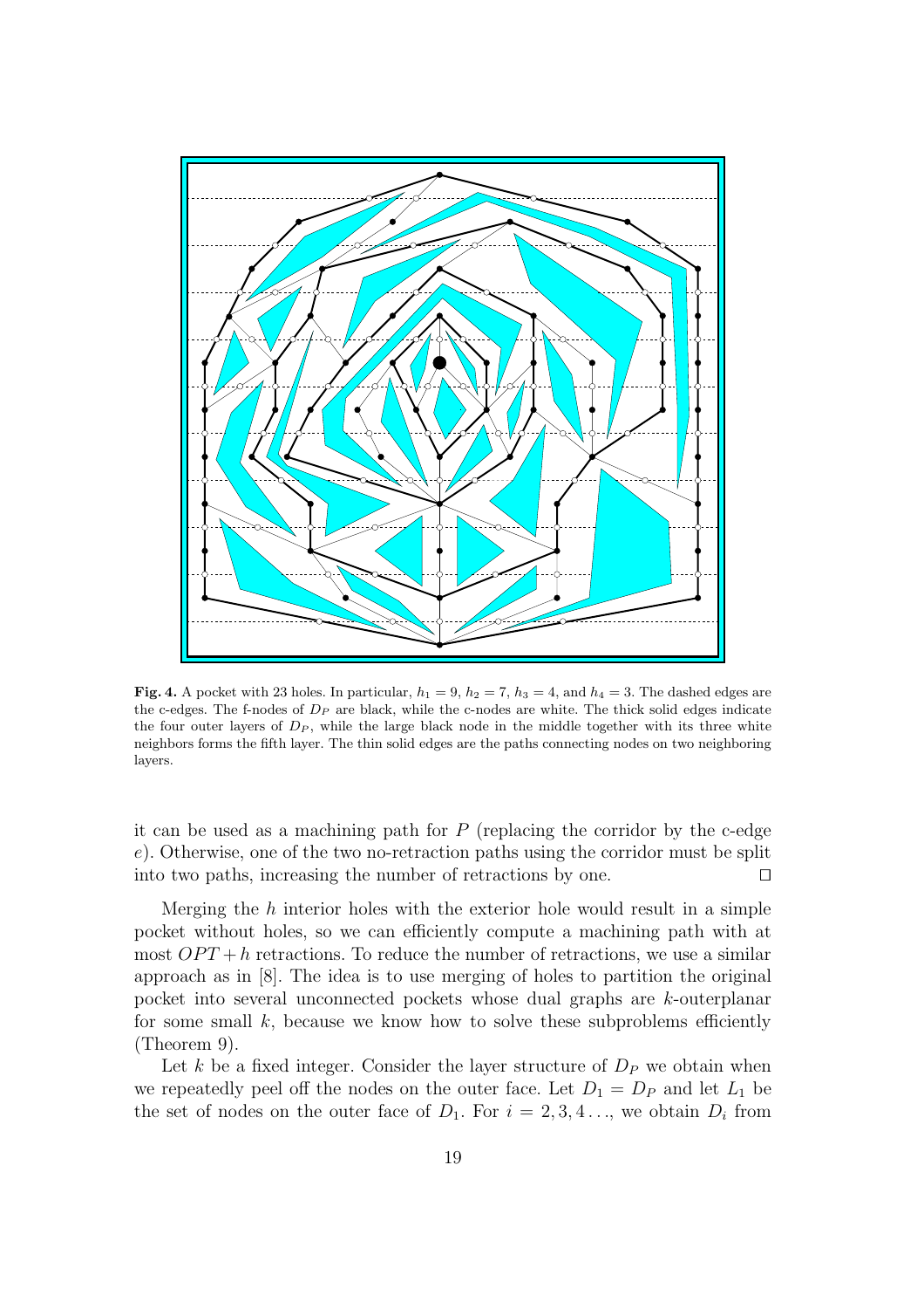**Fig. 4.** A pocket with 23 holes. In particular, $h_1 = 9$, $h_2 = 7$, $h_3 = 4$, and $h_4 = 3$. The dashed edges are the c-edges. The f-nodes of $D_P$ are black, while the c-nodes are white. The thick solid edges indicate the four outer layers of $D_P$, while the large black node in the middle together with its three white neighbors forms the fifth layer. The thin solid edges are the paths connecting nodes on two neighboring layers.

it can be used as a machining path for $P$ (replacing the corridor by the c-edge $e$). Otherwise, one of the two no-retraction paths using the corridor must be split into two paths, increasing the number of retractions by one. □

Merging the $h$ interior holes with the exterior hole would result in a simple pocket without holes, so we can efficiently compute a machining path with at most $OPT + h$ retractions. To reduce the number of retractions, we use a similar approach as in [8]. The idea is to use merging of holes to partition the original pocket into several unconnected pockets whose dual graphs are $k$-outerplanar for some small $k$, because we know how to solve these subproblems efficiently (Theorem 9).

Let $k$ be a fixed integer. Consider the layer structure of $D_P$ we obtain when we repeatedly peel off the nodes on the outer face. Let $D_1 = D_P$ and let $L_1$ be the set of nodes on the outer face of $D_1$. For $i = 2, 3, 4 \ldots$, we obtain $D_i$ from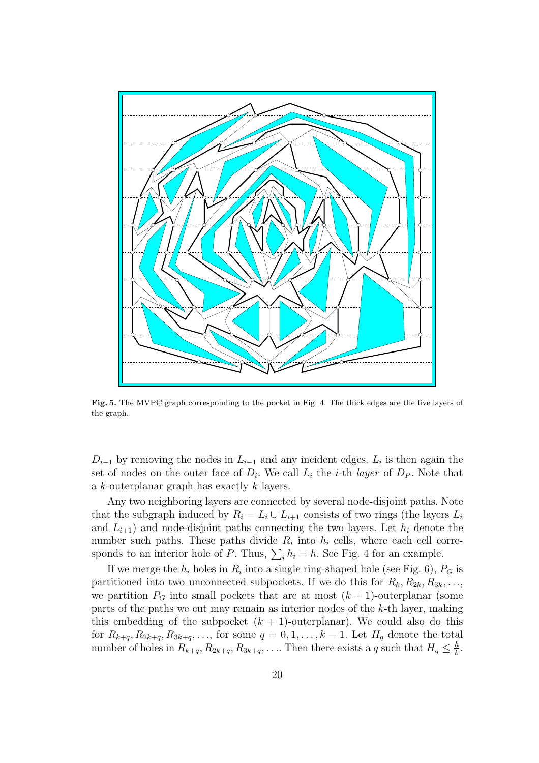**Fig. 5.** The MVPC graph corresponding to the pocket in Fig. 4. The thick edges are the five layers of the graph.

$D_{i-1}$ by removing the nodes in $L_{i-1}$ and any incident edges. $L_i$ is then again the set of nodes on the outer face of $D_i$. We call $L_i$ the $i$-th *layer* of $D_P$. Note that a $k$-outerplanar graph has exactly $k$ layers.

Any two neighboring layers are connected by several node-disjoint paths. Note that the subgraph induced by $R_i = L_i \cup L_{i+1}$ consists of two rings (the layers $L_i$ and $L_{i+1}$) and node-disjoint paths connecting the two layers. Let $h_i$ denote the number such paths. These paths divide $R_i$ into $h_i$ cells, where each cell corresponds to an interior hole of $P$. Thus, $\sum_i h_i = h$. See Fig. 4 for an example.

If we merge the $h_i$ holes in $R_i$ into a single ring-shaped hole (see Fig. 6), $P_G$ is partitioned into two unconnected subpockets. If we do this for $R_k, R_{2k}, R_{3k}, \ldots$, we partition $P_G$ into small pockets that are at most $(k+1)$-outerplanar (some parts of the paths we cut may remain as interior nodes of the $k$-th layer, making this embedding of the subpocket $(k+1)$-outerplanar). We could also do this for $R_{k+q}, R_{2k+q}, R_{3k+q}, \ldots$, for some $q = 0, 1, \ldots, k-1$. Let $H_q$ denote the total number of holes in $R_{k+q}, R_{2k+q}, R_{3k+q}, \ldots$. Then there exists a $q$ such that $H_q \leq \frac{h}{k}$.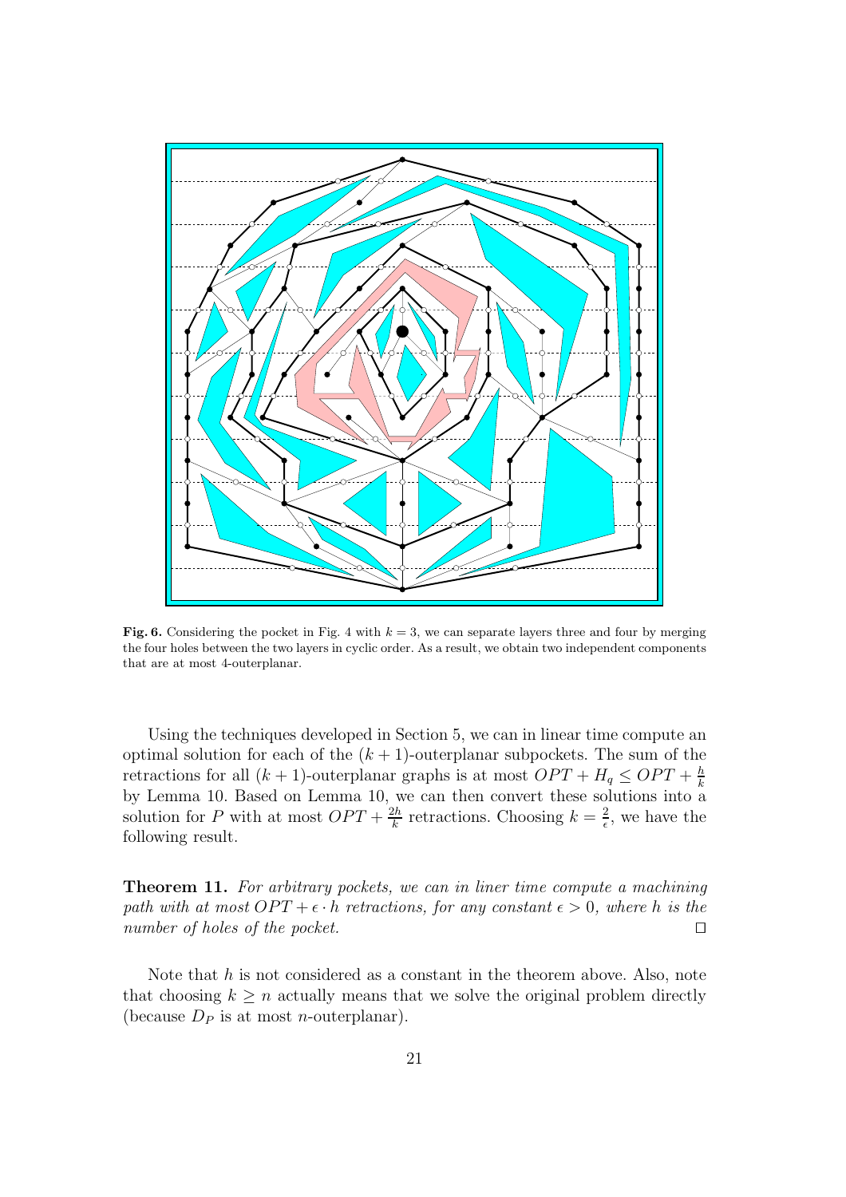**Fig. 6.** Considering the pocket in Fig. 4 with $k = 3$, we can separate layers three and four by merging the four holes between the two layers in cyclic order. As a result, we obtain two independent components that are at most 4-outerplanar.

Using the techniques developed in Section 5, we can in linear time compute an optimal solution for each of the $(k + 1)$-outerplanar subpockets. The sum of the retractions for all $(k + 1)$-outerplanar graphs is at most $OPT + H_q \leq OPT + \frac{h}{k}$ by Lemma 10. Based on Lemma 10, we can then convert these solutions into a solution for $P$ with at most $OPT + \frac{2h}{k}$ retractions. Choosing $k = \frac{2}{\epsilon}$, we have the following result.

**Theorem 11.** *For arbitrary pockets, we can in liner time compute a machining path with at most $OPT + \epsilon \cdot h$ retractions, for any constant $\epsilon > 0$, where $h$ is the number of holes of the pocket.* □

Note that $h$ is not considered as a constant in the theorem above. Also, note that choosing $k \geq n$ actually means that we solve the original problem directly (because $D_P$ is at most $n$-outerplanar).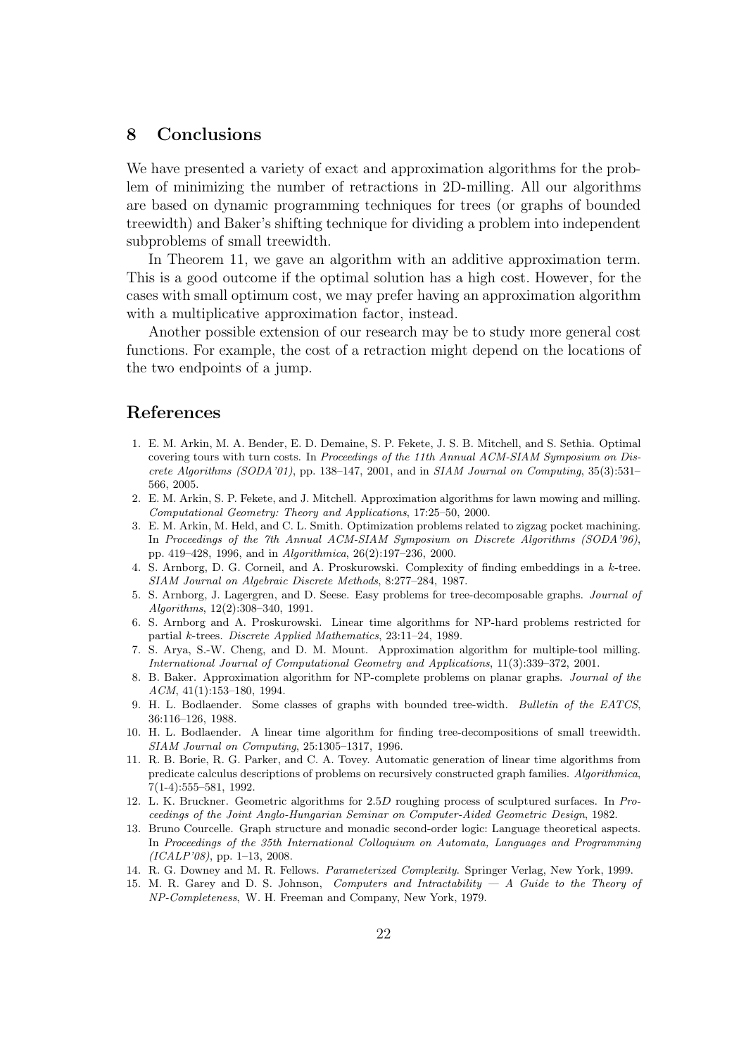## 8 Conclusions

We have presented a variety of exact and approximation algorithms for the problem of minimizing the number of retractions in 2D-milling. All our algorithms are based on dynamic programming techniques for trees (or graphs of bounded treewidth) and Baker's shifting technique for dividing a problem into independent subproblems of small treewidth.

In Theorem 11, we gave an algorithm with an additive approximation term. This is a good outcome if the optimal solution has a high cost. However, for the cases with small optimum cost, we may prefer having an approximation algorithm with a multiplicative approximation factor, instead.

Another possible extension of our research may be to study more general cost functions. For example, the cost of a retraction might depend on the locations of the two endpoints of a jump.

## References

1. E. M. Arkin, M. A. Bender, E. D. Demaine, S. P. Fekete, J. S. B. Mitchell, and S. Sethia. Optimal covering tours with turn costs. In *Proceedings of the 11th Annual ACM-SIAM Symposium on Discrete Algorithms (SODA'01)*, pp. 138–147, 2001, and in *SIAM Journal on Computing*, 35(3):531–566, 2005.
2. E. M. Arkin, S. P. Fekete, and J. Mitchell. Approximation algorithms for lawn mowing and milling. *Computational Geometry: Theory and Applications*, 17:25–50, 2000.
3. E. M. Arkin, M. Held, and C. L. Smith. Optimization problems related to zigzag pocket machining. In *Proceedings of the 7th Annual ACM-SIAM Symposium on Discrete Algorithms (SODA'96)*, pp. 419–428, 1996, and in *Algorithmica*, 26(2):197–236, 2000.
4. S. Arnborg, D. G. Corneil, and A. Proskurowski. Complexity of finding embeddings in a $k$-tree. *SIAM Journal on Algebraic Discrete Methods*, 8:277–284, 1987.
5. S. Arnborg, J. Lagergren, and D. Seese. Easy problems for tree-decomposable graphs. *Journal of Algorithms*, 12(2):308–340, 1991.
6. S. Arnborg and A. Proskurowski. Linear time algorithms for NP-hard problems restricted for partial $k$-trees. *Discrete Applied Mathematics*, 23:11–24, 1989.
7. S. Arya, S.-W. Cheng, and D. M. Mount. Approximation algorithm for multiple-tool milling. *International Journal of Computational Geometry and Applications*, 11(3):339–372, 2001.
8. B. Baker. Approximation algorithm for NP-complete problems on planar graphs. *Journal of the ACM*, 41(1):153–180, 1994.
9. H. L. Bodlaender. Some classes of graphs with bounded tree-width. *Bulletin of the EATCS*, 36:116–126, 1988.
10. H. L. Bodlaender. A linear time algorithm for finding tree-decompositions of small treewidth. *SIAM Journal on Computing*, 25:1305–1317, 1996.
11. R. B. Borie, R. G. Parker, and C. A. Tovey. Automatic generation of linear time algorithms from predicate calculus descriptions of problems on recursively constructed graph families. *Algorithmica*, 7(1-4):555–581, 1992.
12. L. K. Bruckner. Geometric algorithms for 2.5$D$ roughing process of sculptured surfaces. In *Proceedings of the Joint Anglo-Hungarian Seminar on Computer-Aided Geometric Design*, 1982.
13. Bruno Courcelle. Graph structure and monadic second-order logic: Language theoretical aspects. In *Proceedings of the 35th International Colloquium on Automata, Languages and Programming (ICALP'08)*, pp. 1–13, 2008.
14. R. G. Downey and M. R. Fellows. *Parameterized Complexity*. Springer Verlag, New York, 1999.
15. M. R. Garey and D. S. Johnson, *Computers and Intractability — A Guide to the Theory of NP-Completeness*, W. H. Freeman and Company, New York, 1979.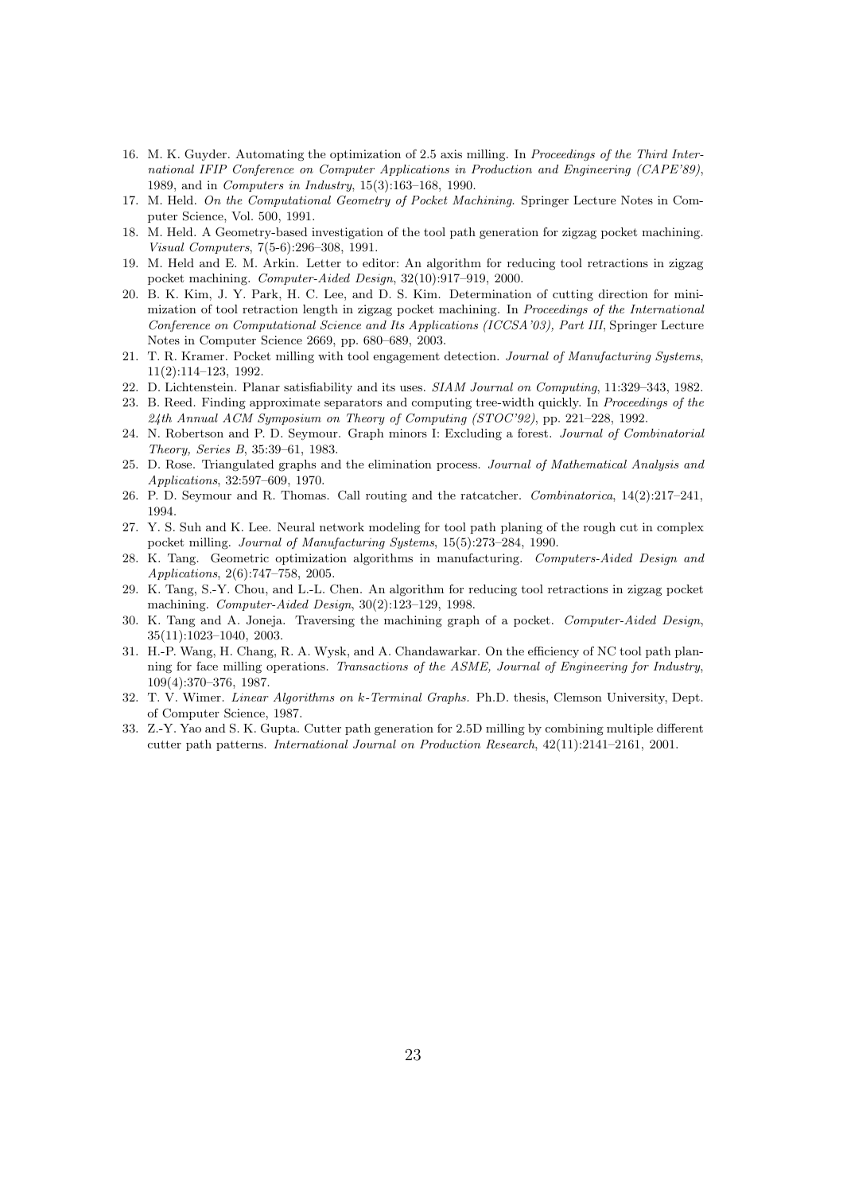16. M. K. Guyder. Automating the optimization of 2.5 axis milling. In *Proceedings of the Third International IFIP Conference on Computer Applications in Production and Engineering (CAPE'89)*, 1989, and in *Computers in Industry*, 15(3):163–168, 1990.
17. M. Held. *On the Computational Geometry of Pocket Machining*. Springer Lecture Notes in Computer Science, Vol. 500, 1991.
18. M. Held. A Geometry-based investigation of the tool path generation for zigzag pocket machining. *Visual Computers*, 7(5-6):296–308, 1991.
19. M. Held and E. M. Arkin. Letter to editor: An algorithm for reducing tool retractions in zigzag pocket machining. *Computer-Aided Design*, 32(10):917–919, 2000.
20. B. K. Kim, J. Y. Park, H. C. Lee, and D. S. Kim. Determination of cutting direction for minimization of tool retraction length in zigzag pocket machining. In *Proceedings of the International Conference on Computational Science and Its Applications (ICCSA'03), Part III*, Springer Lecture Notes in Computer Science 2669, pp. 680–689, 2003.
21. T. R. Kramer. Pocket milling with tool engagement detection. *Journal of Manufacturing Systems*, 11(2):114–123, 1992.
22. D. Lichtenstein. Planar satisfiability and its uses. *SIAM Journal on Computing*, 11:329–343, 1982.
23. B. Reed. Finding approximate separators and computing tree-width quickly. In *Proceedings of the 24th Annual ACM Symposium on Theory of Computing (STOC'92)*, pp. 221–228, 1992.
24. N. Robertson and P. D. Seymour. Graph minors I: Excluding a forest. *Journal of Combinatorial Theory, Series B*, 35:39–61, 1983.
25. D. Rose. Triangulated graphs and the elimination process. *Journal of Mathematical Analysis and Applications*, 32:597–609, 1970.
26. P. D. Seymour and R. Thomas. Call routing and the ratcatcher. *Combinatorica*, 14(2):217–241, 1994.
27. Y. S. Suh and K. Lee. Neural network modeling for tool path planing of the rough cut in complex pocket milling. *Journal of Manufacturing Systems*, 15(5):273–284, 1990.
28. K. Tang. Geometric optimization algorithms in manufacturing. *Computers-Aided Design and Applications*, 2(6):747–758, 2005.
29. K. Tang, S.-Y. Chou, and L.-L. Chen. An algorithm for reducing tool retractions in zigzag pocket machining. *Computer-Aided Design*, 30(2):123–129, 1998.
30. K. Tang and A. Joneja. Traversing the machining graph of a pocket. *Computer-Aided Design*, 35(11):1023–1040, 2003.
31. H.-P. Wang, H. Chang, R. A. Wysk, and A. Chandawarkar. On the efficiency of NC tool path planning for face milling operations. *Transactions of the ASME, Journal of Engineering for Industry*, 109(4):370–376, 1987.
32. T. V. Wimer. *Linear Algorithms on k-Terminal Graphs*. Ph.D. thesis, Clemson University, Dept. of Computer Science, 1987.
33. Z.-Y. Yao and S. K. Gupta. Cutter path generation for 2.5D milling by combining multiple different cutter path patterns. *International Journal on Production Research*, 42(11):2141–2161, 2001.